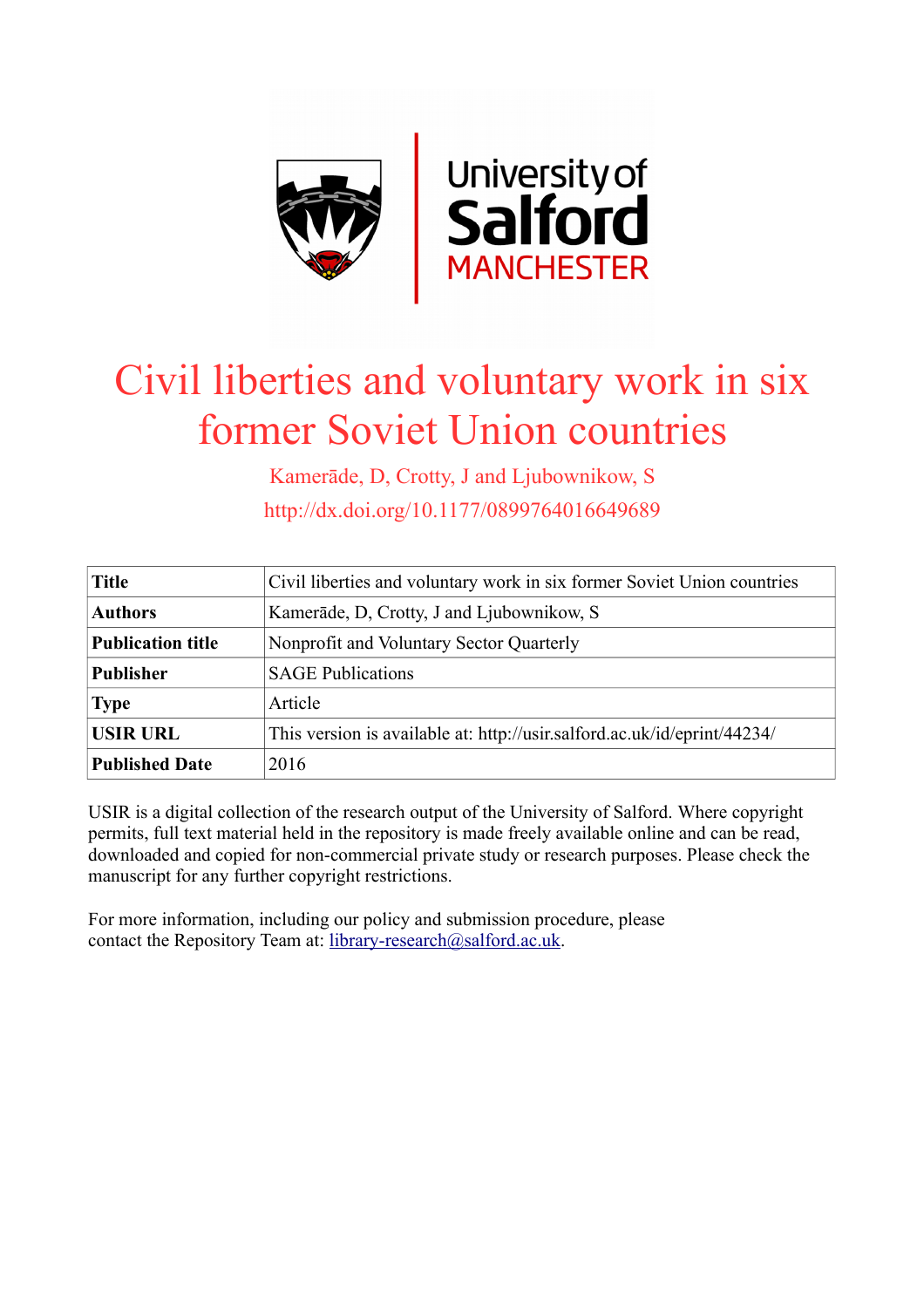# Civil liberties and voluntary work in six former Soviet Union countries

Kamerāde, D, Crotty, J and Ljubownikow, S

http://dx.doi.org/10.1177/0899764016649689

| **Title** | Civil liberties and voluntary work in six former Soviet Union countries |
|---|---|
| **Authors** | Kamerāde, D, Crotty, J and Ljubownikow, S |
| **Publication title** | Nonprofit and Voluntary Sector Quarterly |
| **Publisher** | SAGE Publications |
| **Type** | Article |
| **USIR URL** | This version is available at: http://usir.salford.ac.uk/id/eprint/44234/ |
| **Published Date** | 2016 |

USIR is a digital collection of the research output of the University of Salford. Where copyright permits, full text material held in the repository is made freely available online and can be read, downloaded and copied for non-commercial private study or research purposes. Please check the manuscript for any further copyright restrictions.

For more information, including our policy and submission procedure, please contact the Repository Team at: library-research@salford.ac.uk.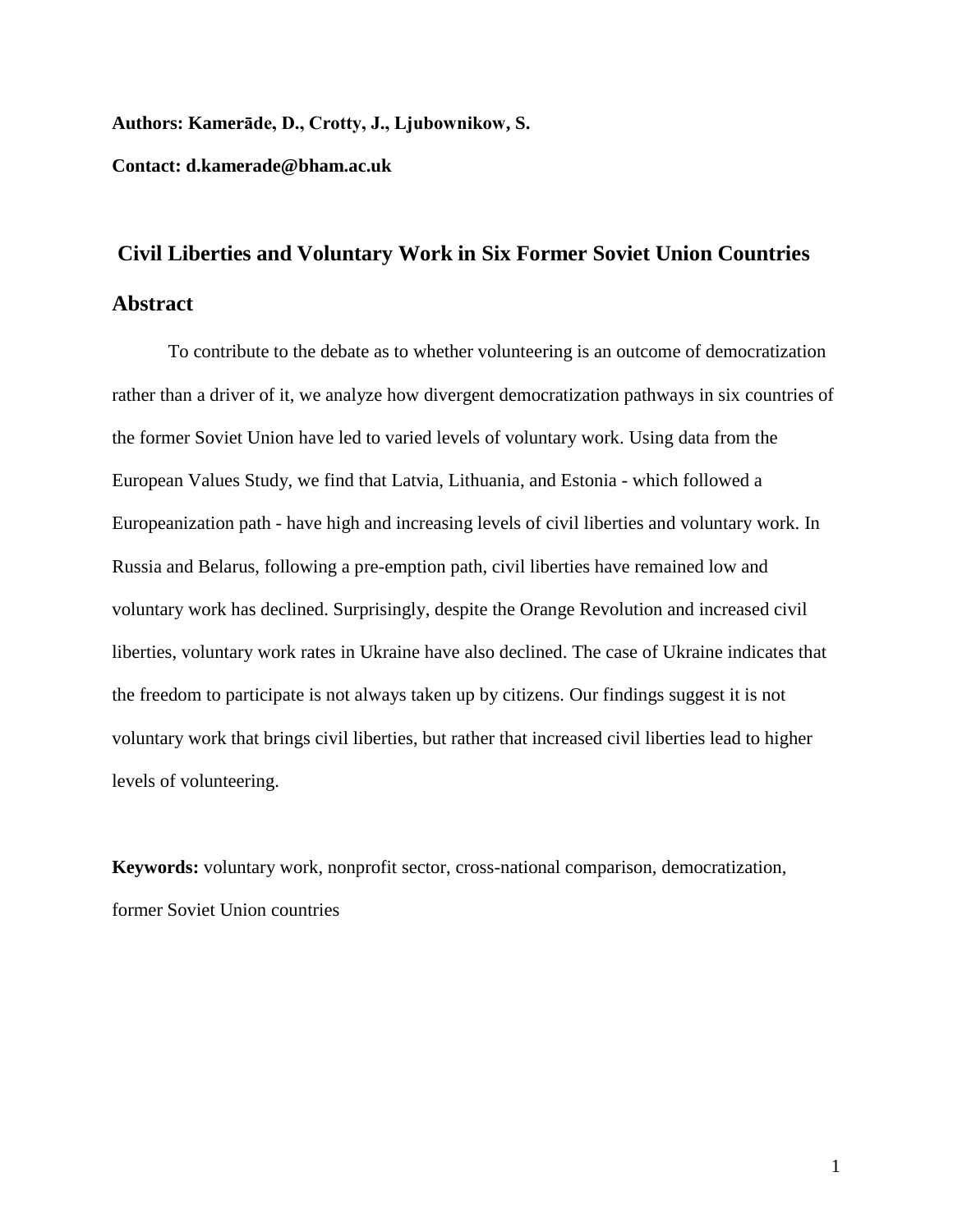**Authors: Kamerāde, D., Crotty, J., Ljubownikow, S.**

**Contact: d.kamerade@bham.ac.uk**

# Civil Liberties and Voluntary Work in Six Former Soviet Union Countries

## Abstract

To contribute to the debate as to whether volunteering is an outcome of democratization rather than a driver of it, we analyze how divergent democratization pathways in six countries of the former Soviet Union have led to varied levels of voluntary work. Using data from the European Values Study, we find that Latvia, Lithuania, and Estonia - which followed a Europeanization path - have high and increasing levels of civil liberties and voluntary work. In Russia and Belarus, following a pre-emption path, civil liberties have remained low and voluntary work has declined. Surprisingly, despite the Orange Revolution and increased civil liberties, voluntary work rates in Ukraine have also declined. The case of Ukraine indicates that the freedom to participate is not always taken up by citizens. Our findings suggest it is not voluntary work that brings civil liberties, but rather that increased civil liberties lead to higher levels of volunteering.

**Keywords:** voluntary work, nonprofit sector, cross-national comparison, democratization, former Soviet Union countries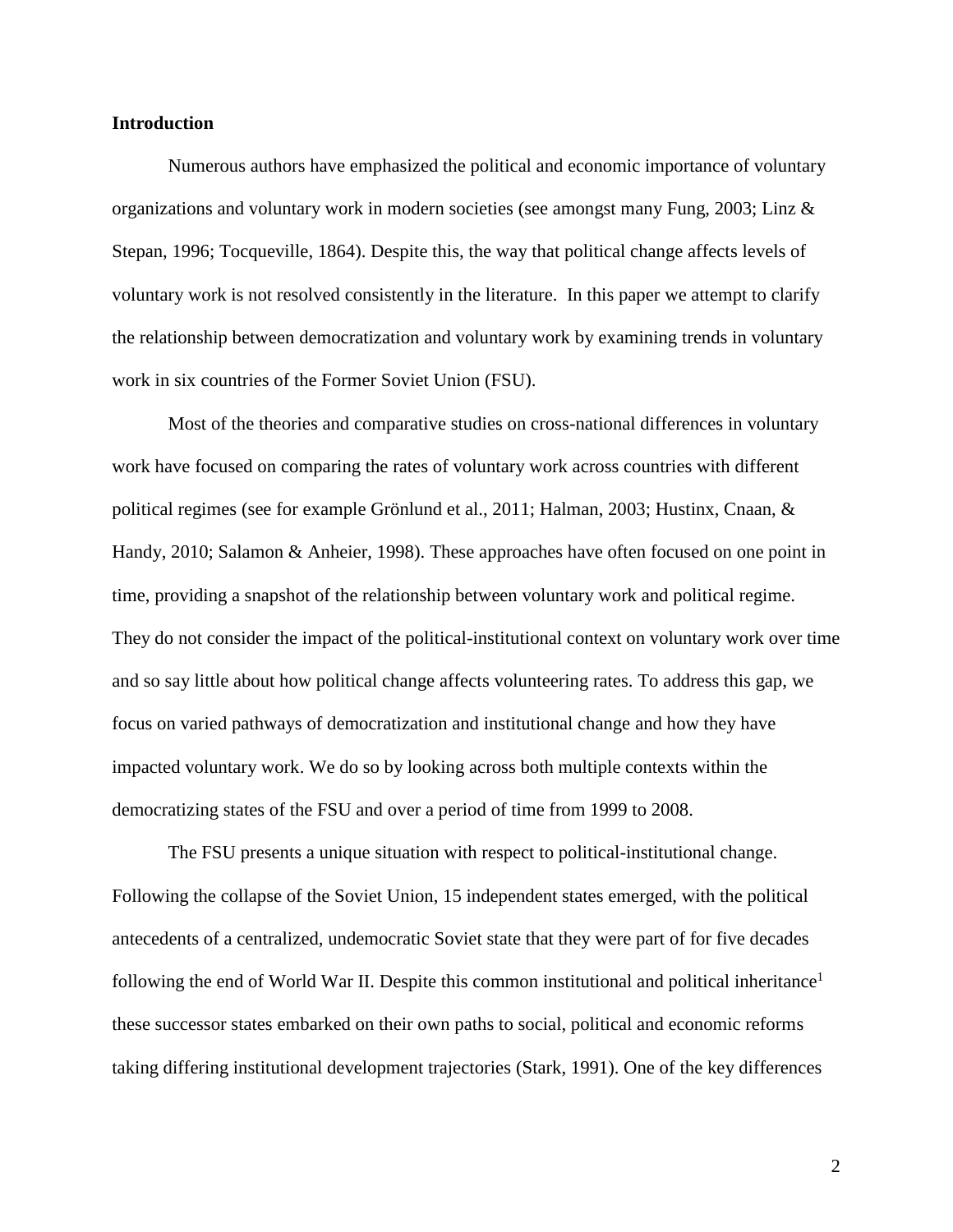**Introduction**

Numerous authors have emphasized the political and economic importance of voluntary organizations and voluntary work in modern societies (see amongst many Fung, 2003; Linz & Stepan, 1996; Tocqueville, 1864). Despite this, the way that political change affects levels of voluntary work is not resolved consistently in the literature. In this paper we attempt to clarify the relationship between democratization and voluntary work by examining trends in voluntary work in six countries of the Former Soviet Union (FSU).

Most of the theories and comparative studies on cross-national differences in voluntary work have focused on comparing the rates of voluntary work across countries with different political regimes (see for example Grönlund et al., 2011; Halman, 2003; Hustinx, Cnaan, & Handy, 2010; Salamon & Anheier, 1998). These approaches have often focused on one point in time, providing a snapshot of the relationship between voluntary work and political regime. They do not consider the impact of the political-institutional context on voluntary work over time and so say little about how political change affects volunteering rates. To address this gap, we focus on varied pathways of democratization and institutional change and how they have impacted voluntary work. We do so by looking across both multiple contexts within the democratizing states of the FSU and over a period of time from 1999 to 2008.

The FSU presents a unique situation with respect to political-institutional change. Following the collapse of the Soviet Union, 15 independent states emerged, with the political antecedents of a centralized, undemocratic Soviet state that they were part of for five decades following the end of World War II. Despite this common institutional and political inheritance[1] these successor states embarked on their own paths to social, political and economic reforms taking differing institutional development trajectories (Stark, 1991). One of the key differences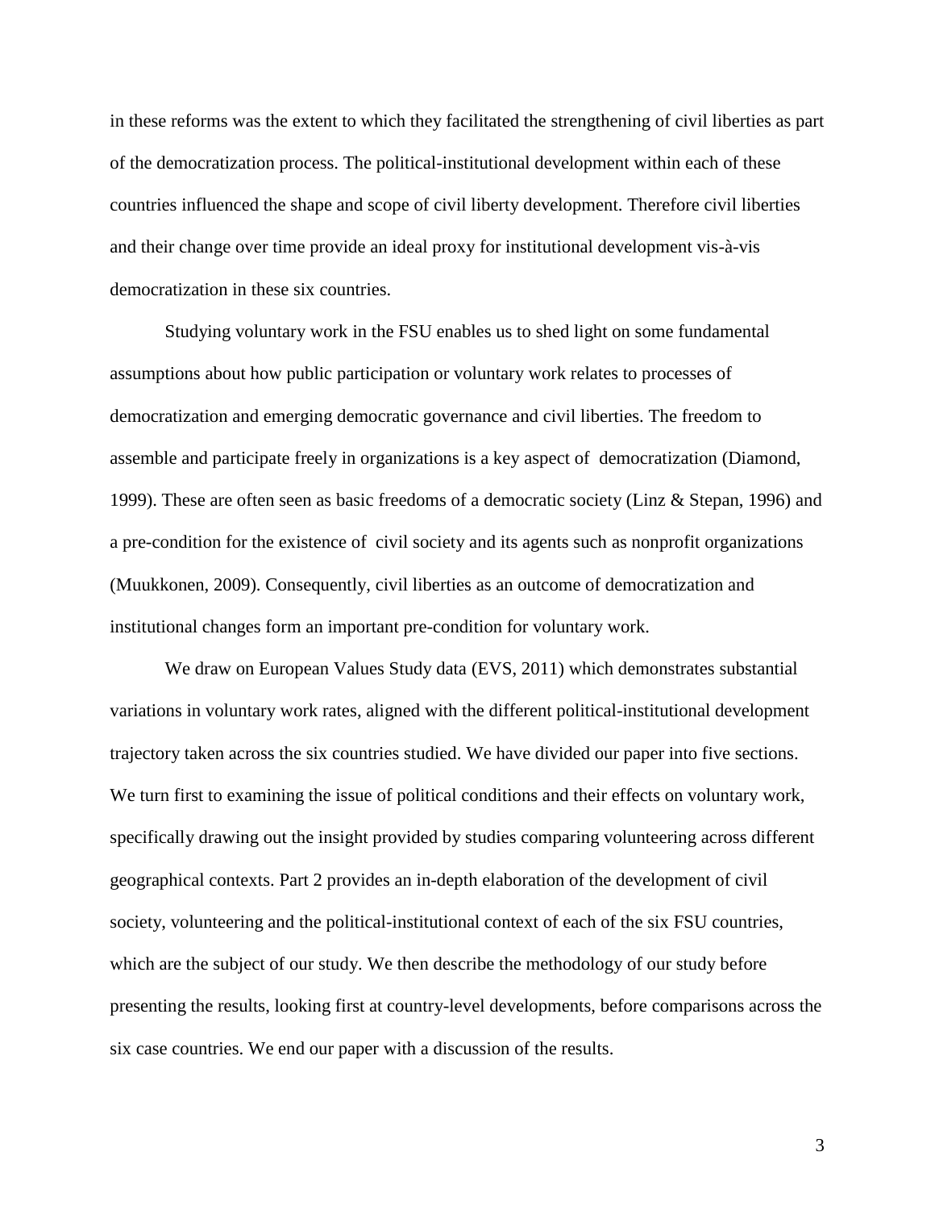in these reforms was the extent to which they facilitated the strengthening of civil liberties as part of the democratization process. The political-institutional development within each of these countries influenced the shape and scope of civil liberty development. Therefore civil liberties and their change over time provide an ideal proxy for institutional development vis-à-vis democratization in these six countries.

Studying voluntary work in the FSU enables us to shed light on some fundamental assumptions about how public participation or voluntary work relates to processes of democratization and emerging democratic governance and civil liberties. The freedom to assemble and participate freely in organizations is a key aspect of democratization (Diamond, 1999). These are often seen as basic freedoms of a democratic society (Linz & Stepan, 1996) and a pre-condition for the existence of civil society and its agents such as nonprofit organizations (Muukkonen, 2009). Consequently, civil liberties as an outcome of democratization and institutional changes form an important pre-condition for voluntary work.

We draw on European Values Study data (EVS, 2011) which demonstrates substantial variations in voluntary work rates, aligned with the different political-institutional development trajectory taken across the six countries studied. We have divided our paper into five sections. We turn first to examining the issue of political conditions and their effects on voluntary work, specifically drawing out the insight provided by studies comparing volunteering across different geographical contexts. Part 2 provides an in-depth elaboration of the development of civil society, volunteering and the political-institutional context of each of the six FSU countries, which are the subject of our study. We then describe the methodology of our study before presenting the results, looking first at country-level developments, before comparisons across the six case countries. We end our paper with a discussion of the results.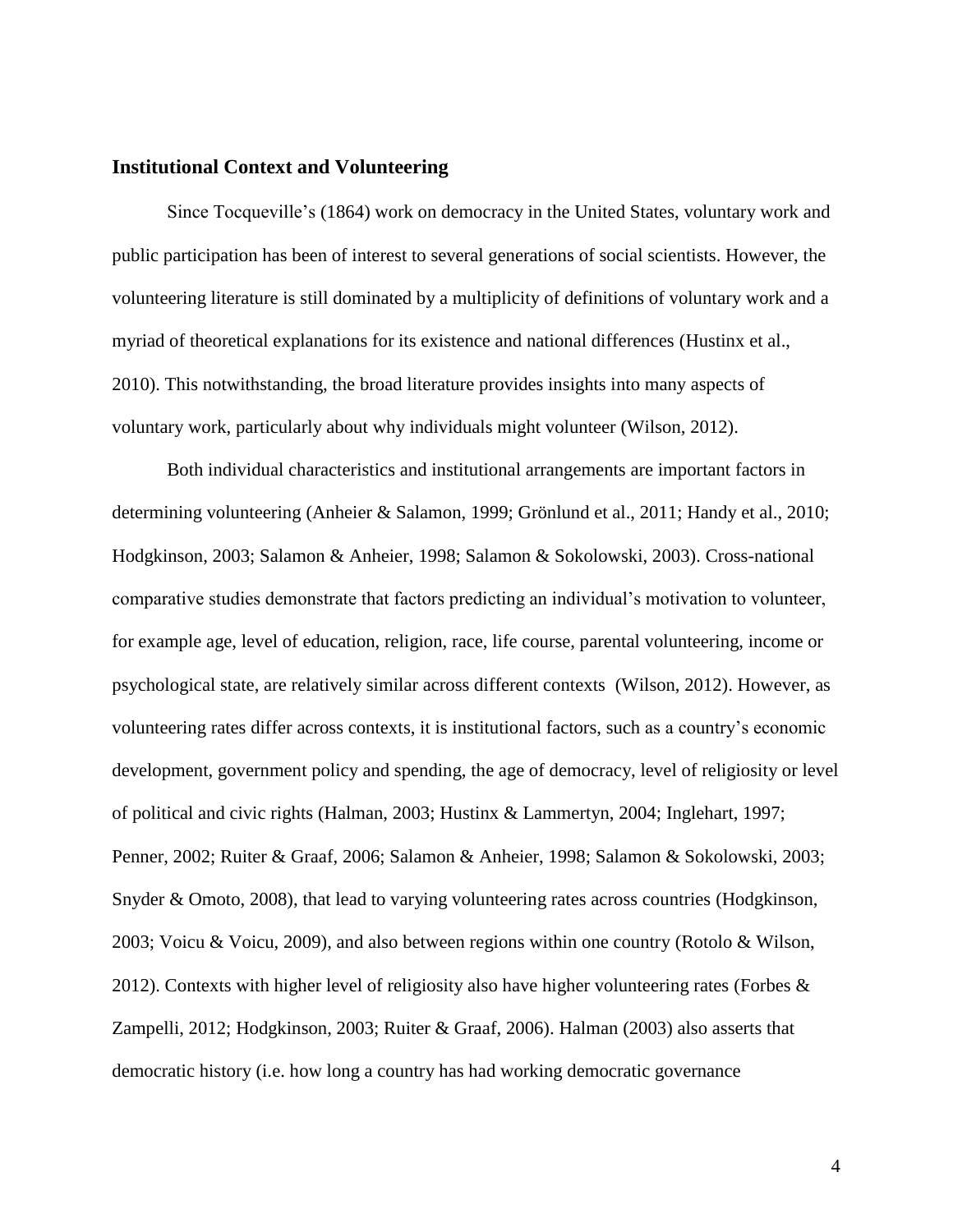## Institutional Context and Volunteering

Since Tocqueville's (1864) work on democracy in the United States, voluntary work and public participation has been of interest to several generations of social scientists. However, the volunteering literature is still dominated by a multiplicity of definitions of voluntary work and a myriad of theoretical explanations for its existence and national differences (Hustinx et al., 2010). This notwithstanding, the broad literature provides insights into many aspects of voluntary work, particularly about why individuals might volunteer (Wilson, 2012).

Both individual characteristics and institutional arrangements are important factors in determining volunteering (Anheier & Salamon, 1999; Grönlund et al., 2011; Handy et al., 2010; Hodgkinson, 2003; Salamon & Anheier, 1998; Salamon & Sokolowski, 2003). Cross-national comparative studies demonstrate that factors predicting an individual's motivation to volunteer, for example age, level of education, religion, race, life course, parental volunteering, income or psychological state, are relatively similar across different contexts (Wilson, 2012). However, as volunteering rates differ across contexts, it is institutional factors, such as a country's economic development, government policy and spending, the age of democracy, level of religiosity or level of political and civic rights (Halman, 2003; Hustinx & Lammertyn, 2004; Inglehart, 1997; Penner, 2002; Ruiter & Graaf, 2006; Salamon & Anheier, 1998; Salamon & Sokolowski, 2003; Snyder & Omoto, 2008), that lead to varying volunteering rates across countries (Hodgkinson, 2003; Voicu & Voicu, 2009), and also between regions within one country (Rotolo & Wilson, 2012). Contexts with higher level of religiosity also have higher volunteering rates (Forbes & Zampelli, 2012; Hodgkinson, 2003; Ruiter & Graaf, 2006). Halman (2003) also asserts that democratic history (i.e. how long a country has had working democratic governance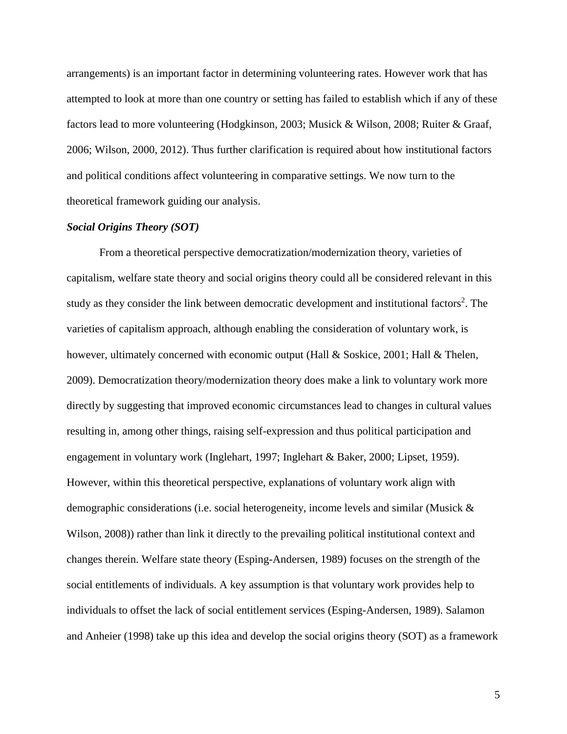arrangements) is an important factor in determining volunteering rates. However work that has attempted to look at more than one country or setting has failed to establish which if any of these factors lead to more volunteering (Hodgkinson, 2003; Musick & Wilson, 2008; Ruiter & Graaf, 2006; Wilson, 2000, 2012). Thus further clarification is required about how institutional factors and political conditions affect volunteering in comparative settings. We now turn to the theoretical framework guiding our analysis.

***Social Origins Theory (SOT)***

From a theoretical perspective democratization/modernization theory, varieties of capitalism, welfare state theory and social origins theory could all be considered relevant in this study as they consider the link between democratic development and institutional factors[2]. The varieties of capitalism approach, although enabling the consideration of voluntary work, is however, ultimately concerned with economic output (Hall & Soskice, 2001; Hall & Thelen, 2009). Democratization theory/modernization theory does make a link to voluntary work more directly by suggesting that improved economic circumstances lead to changes in cultural values resulting in, among other things, raising self-expression and thus political participation and engagement in voluntary work (Inglehart, 1997; Inglehart & Baker, 2000; Lipset, 1959). However, within this theoretical perspective, explanations of voluntary work align with demographic considerations (i.e. social heterogeneity, income levels and similar (Musick & Wilson, 2008)) rather than link it directly to the prevailing political institutional context and changes therein. Welfare state theory (Esping-Andersen, 1989) focuses on the strength of the social entitlements of individuals. A key assumption is that voluntary work provides help to individuals to offset the lack of social entitlement services (Esping-Andersen, 1989). Salamon and Anheier (1998) take up this idea and develop the social origins theory (SOT) as a framework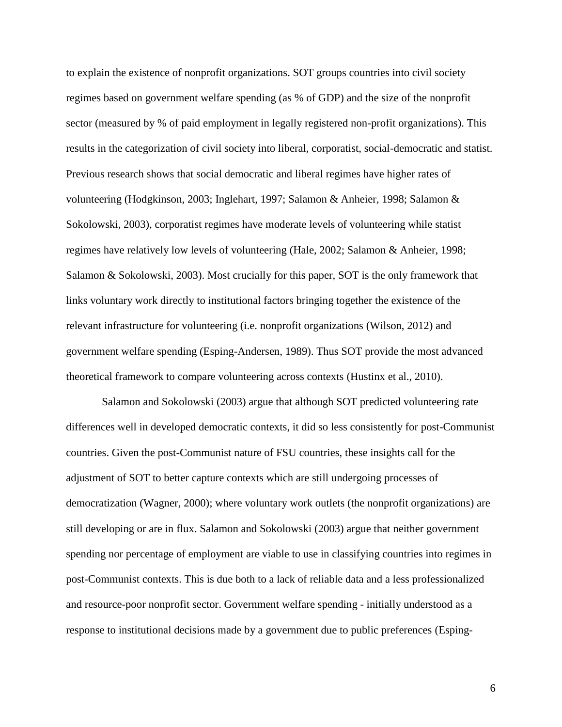to explain the existence of nonprofit organizations. SOT groups countries into civil society regimes based on government welfare spending (as % of GDP) and the size of the nonprofit sector (measured by % of paid employment in legally registered non-profit organizations). This results in the categorization of civil society into liberal, corporatist, social-democratic and statist. Previous research shows that social democratic and liberal regimes have higher rates of volunteering (Hodgkinson, 2003; Inglehart, 1997; Salamon & Anheier, 1998; Salamon & Sokolowski, 2003), corporatist regimes have moderate levels of volunteering while statist regimes have relatively low levels of volunteering (Hale, 2002; Salamon & Anheier, 1998; Salamon & Sokolowski, 2003). Most crucially for this paper, SOT is the only framework that links voluntary work directly to institutional factors bringing together the existence of the relevant infrastructure for volunteering (i.e. nonprofit organizations (Wilson, 2012) and government welfare spending (Esping-Andersen, 1989). Thus SOT provide the most advanced theoretical framework to compare volunteering across contexts (Hustinx et al., 2010).

Salamon and Sokolowski (2003) argue that although SOT predicted volunteering rate differences well in developed democratic contexts, it did so less consistently for post-Communist countries. Given the post-Communist nature of FSU countries, these insights call for the adjustment of SOT to better capture contexts which are still undergoing processes of democratization (Wagner, 2000); where voluntary work outlets (the nonprofit organizations) are still developing or are in flux. Salamon and Sokolowski (2003) argue that neither government spending nor percentage of employment are viable to use in classifying countries into regimes in post-Communist contexts. This is due both to a lack of reliable data and a less professionalized and resource-poor nonprofit sector. Government welfare spending - initially understood as a response to institutional decisions made by a government due to public preferences (Esping-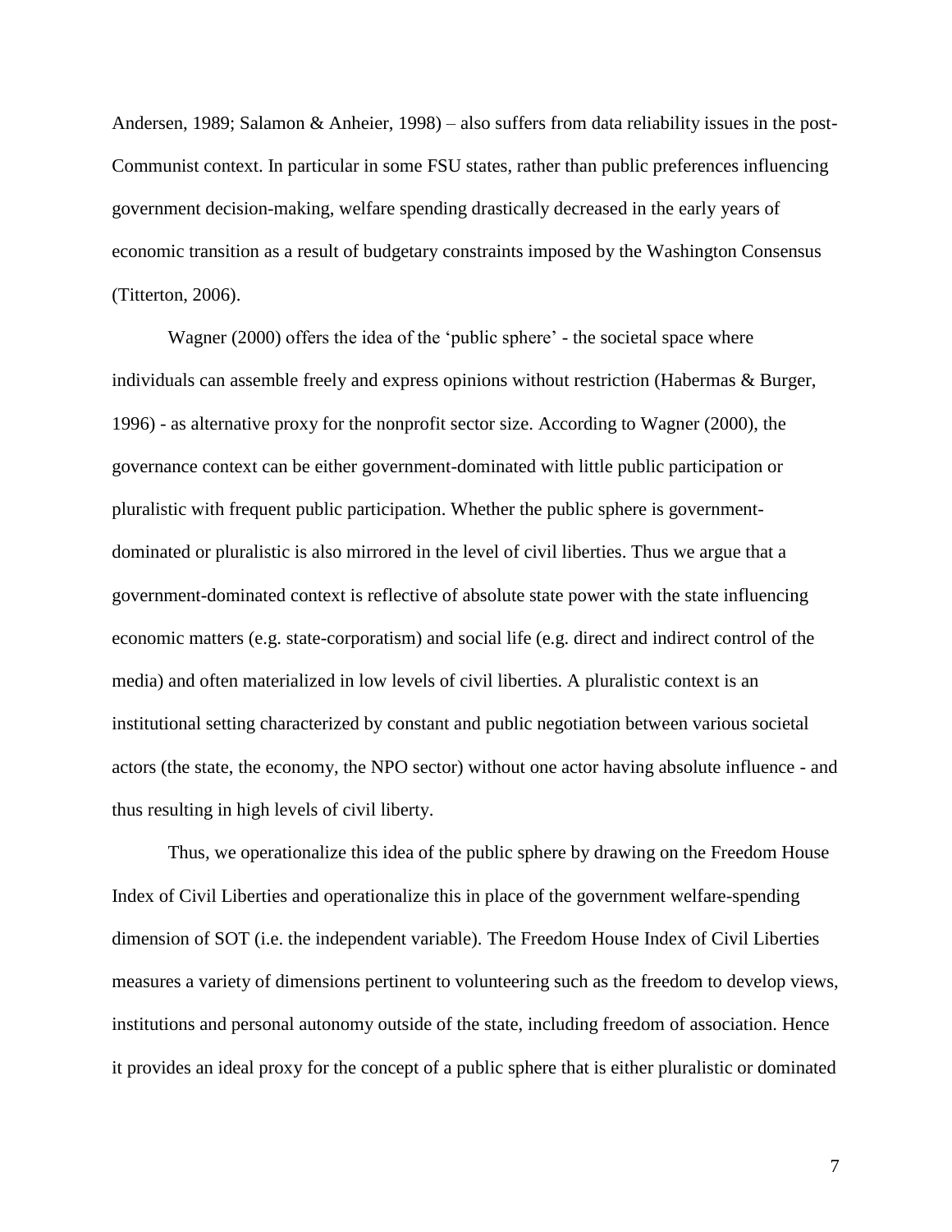Andersen, 1989; Salamon & Anheier, 1998) – also suffers from data reliability issues in the post-Communist context. In particular in some FSU states, rather than public preferences influencing government decision-making, welfare spending drastically decreased in the early years of economic transition as a result of budgetary constraints imposed by the Washington Consensus (Titterton, 2006).

Wagner (2000) offers the idea of the 'public sphere' - the societal space where individuals can assemble freely and express opinions without restriction (Habermas & Burger, 1996) - as alternative proxy for the nonprofit sector size. According to Wagner (2000), the governance context can be either government-dominated with little public participation or pluralistic with frequent public participation. Whether the public sphere is government-dominated or pluralistic is also mirrored in the level of civil liberties. Thus we argue that a government-dominated context is reflective of absolute state power with the state influencing economic matters (e.g. state-corporatism) and social life (e.g. direct and indirect control of the media) and often materialized in low levels of civil liberties. A pluralistic context is an institutional setting characterized by constant and public negotiation between various societal actors (the state, the economy, the NPO sector) without one actor having absolute influence - and thus resulting in high levels of civil liberty.

Thus, we operationalize this idea of the public sphere by drawing on the Freedom House Index of Civil Liberties and operationalize this in place of the government welfare-spending dimension of SOT (i.e. the independent variable). The Freedom House Index of Civil Liberties measures a variety of dimensions pertinent to volunteering such as the freedom to develop views, institutions and personal autonomy outside of the state, including freedom of association. Hence it provides an ideal proxy for the concept of a public sphere that is either pluralistic or dominated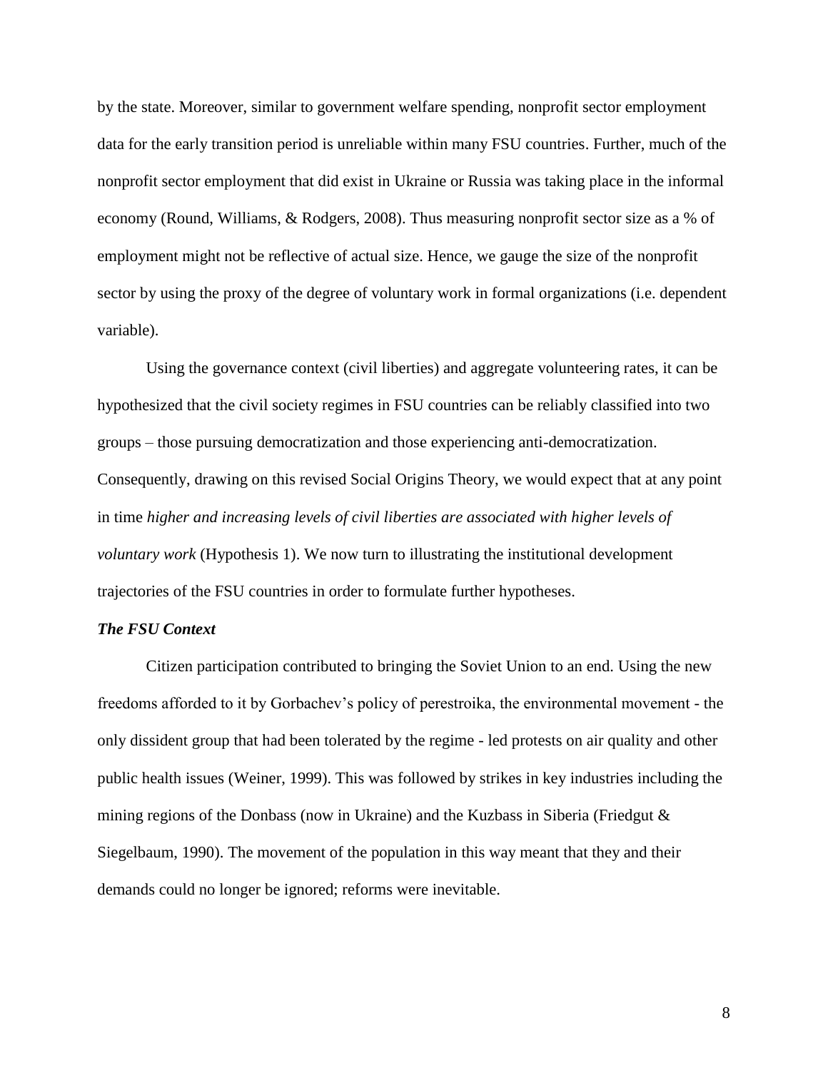by the state. Moreover, similar to government welfare spending, nonprofit sector employment data for the early transition period is unreliable within many FSU countries. Further, much of the nonprofit sector employment that did exist in Ukraine or Russia was taking place in the informal economy (Round, Williams, & Rodgers, 2008). Thus measuring nonprofit sector size as a % of employment might not be reflective of actual size. Hence, we gauge the size of the nonprofit sector by using the proxy of the degree of voluntary work in formal organizations (i.e. dependent variable).

Using the governance context (civil liberties) and aggregate volunteering rates, it can be hypothesized that the civil society regimes in FSU countries can be reliably classified into two groups – those pursuing democratization and those experiencing anti-democratization. Consequently, drawing on this revised Social Origins Theory, we would expect that at any point in time *higher and increasing levels of civil liberties are associated with higher levels of voluntary work* (Hypothesis 1). We now turn to illustrating the institutional development trajectories of the FSU countries in order to formulate further hypotheses.

### *The FSU Context*

Citizen participation contributed to bringing the Soviet Union to an end. Using the new freedoms afforded to it by Gorbachev's policy of perestroika, the environmental movement - the only dissident group that had been tolerated by the regime - led protests on air quality and other public health issues (Weiner, 1999). This was followed by strikes in key industries including the mining regions of the Donbass (now in Ukraine) and the Kuzbass in Siberia (Friedgut & Siegelbaum, 1990). The movement of the population in this way meant that they and their demands could no longer be ignored; reforms were inevitable.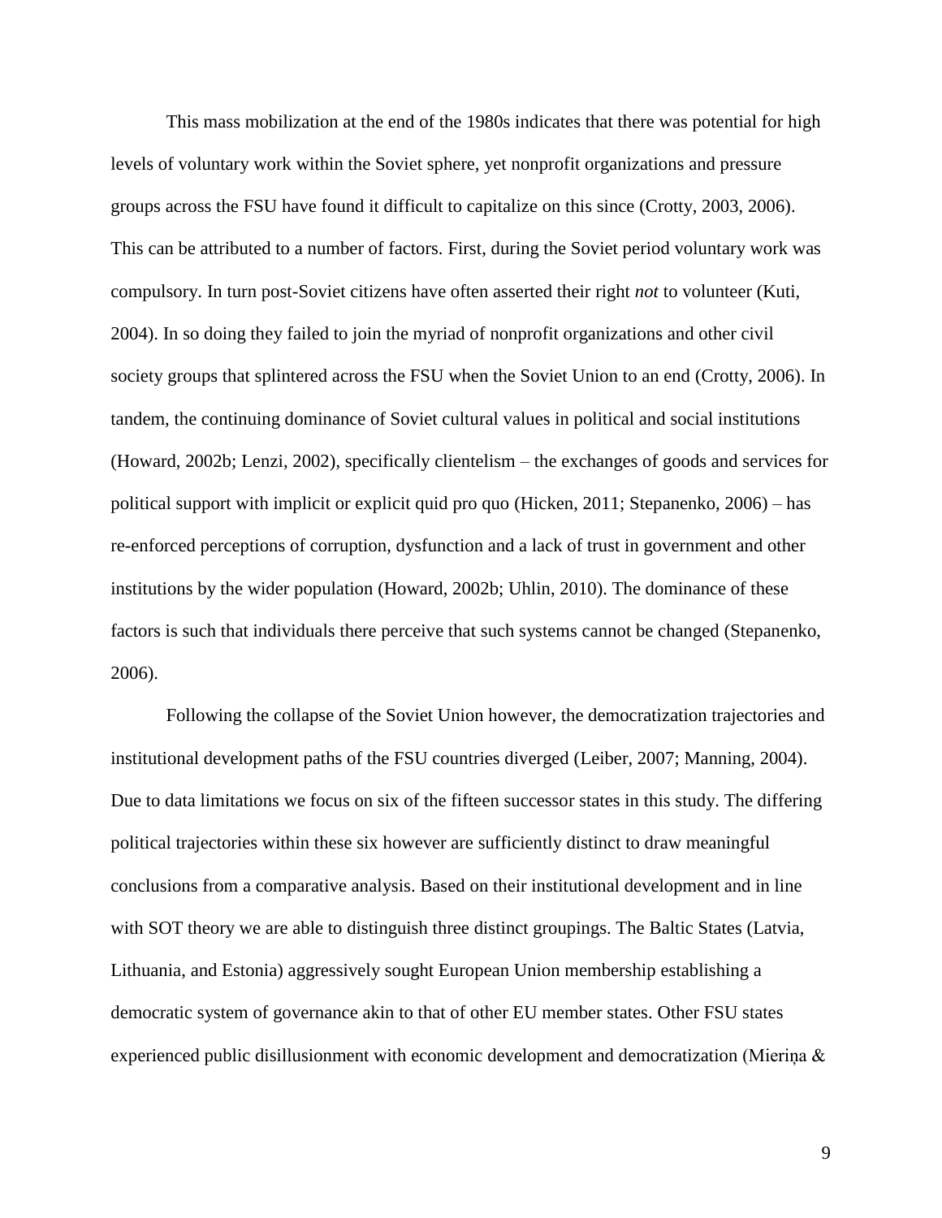This mass mobilization at the end of the 1980s indicates that there was potential for high levels of voluntary work within the Soviet sphere, yet nonprofit organizations and pressure groups across the FSU have found it difficult to capitalize on this since (Crotty, 2003, 2006). This can be attributed to a number of factors. First, during the Soviet period voluntary work was compulsory. In turn post-Soviet citizens have often asserted their right *not* to volunteer (Kuti, 2004). In so doing they failed to join the myriad of nonprofit organizations and other civil society groups that splintered across the FSU when the Soviet Union to an end (Crotty, 2006). In tandem, the continuing dominance of Soviet cultural values in political and social institutions (Howard, 2002b; Lenzi, 2002), specifically clientelism – the exchanges of goods and services for political support with implicit or explicit quid pro quo (Hicken, 2011; Stepanenko, 2006) – has re-enforced perceptions of corruption, dysfunction and a lack of trust in government and other institutions by the wider population (Howard, 2002b; Uhlin, 2010). The dominance of these factors is such that individuals there perceive that such systems cannot be changed (Stepanenko, 2006).

Following the collapse of the Soviet Union however, the democratization trajectories and institutional development paths of the FSU countries diverged (Leiber, 2007; Manning, 2004). Due to data limitations we focus on six of the fifteen successor states in this study. The differing political trajectories within these six however are sufficiently distinct to draw meaningful conclusions from a comparative analysis. Based on their institutional development and in line with SOT theory we are able to distinguish three distinct groupings. The Baltic States (Latvia, Lithuania, and Estonia) aggressively sought European Union membership establishing a democratic system of governance akin to that of other EU member states. Other FSU states experienced public disillusionment with economic development and democratization (Mieriņa &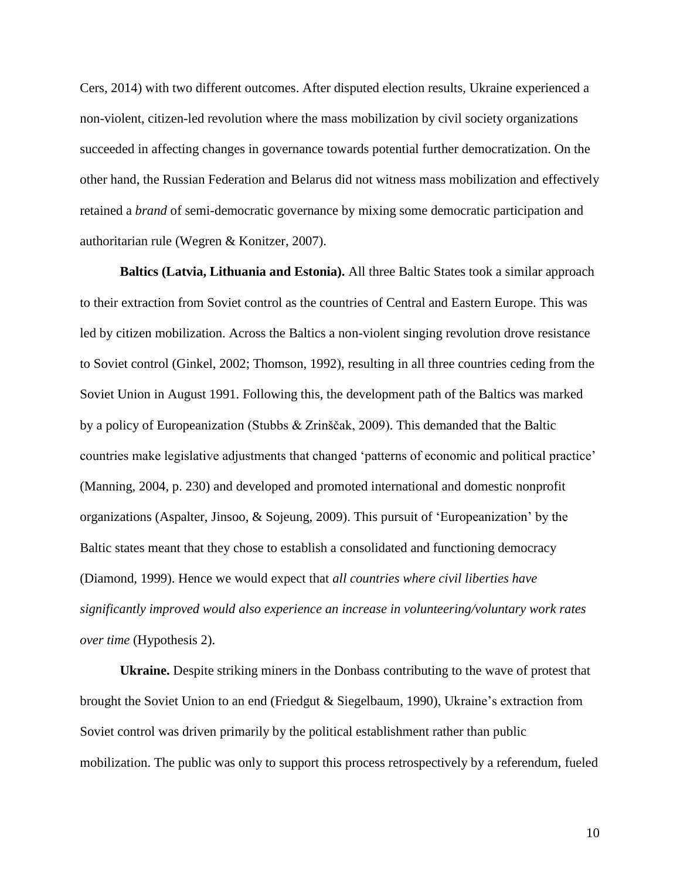Cers, 2014) with two different outcomes. After disputed election results, Ukraine experienced a non-violent, citizen-led revolution where the mass mobilization by civil society organizations succeeded in affecting changes in governance towards potential further democratization. On the other hand, the Russian Federation and Belarus did not witness mass mobilization and effectively retained a *brand* of semi-democratic governance by mixing some democratic participation and authoritarian rule (Wegren & Konitzer, 2007).

**Baltics (Latvia, Lithuania and Estonia).** All three Baltic States took a similar approach to their extraction from Soviet control as the countries of Central and Eastern Europe. This was led by citizen mobilization. Across the Baltics a non-violent singing revolution drove resistance to Soviet control (Ginkel, 2002; Thomson, 1992), resulting in all three countries ceding from the Soviet Union in August 1991. Following this, the development path of the Baltics was marked by a policy of Europeanization (Stubbs & Zrinščak, 2009). This demanded that the Baltic countries make legislative adjustments that changed 'patterns of economic and political practice' (Manning, 2004, p. 230) and developed and promoted international and domestic nonprofit organizations (Aspalter, Jinsoo, & Sojeung, 2009). This pursuit of 'Europeanization' by the Baltic states meant that they chose to establish a consolidated and functioning democracy (Diamond, 1999). Hence we would expect that *all countries where civil liberties have significantly improved would also experience an increase in volunteering/voluntary work rates over time* (Hypothesis 2).

**Ukraine.** Despite striking miners in the Donbass contributing to the wave of protest that brought the Soviet Union to an end (Friedgut & Siegelbaum, 1990), Ukraine's extraction from Soviet control was driven primarily by the political establishment rather than public mobilization. The public was only to support this process retrospectively by a referendum, fueled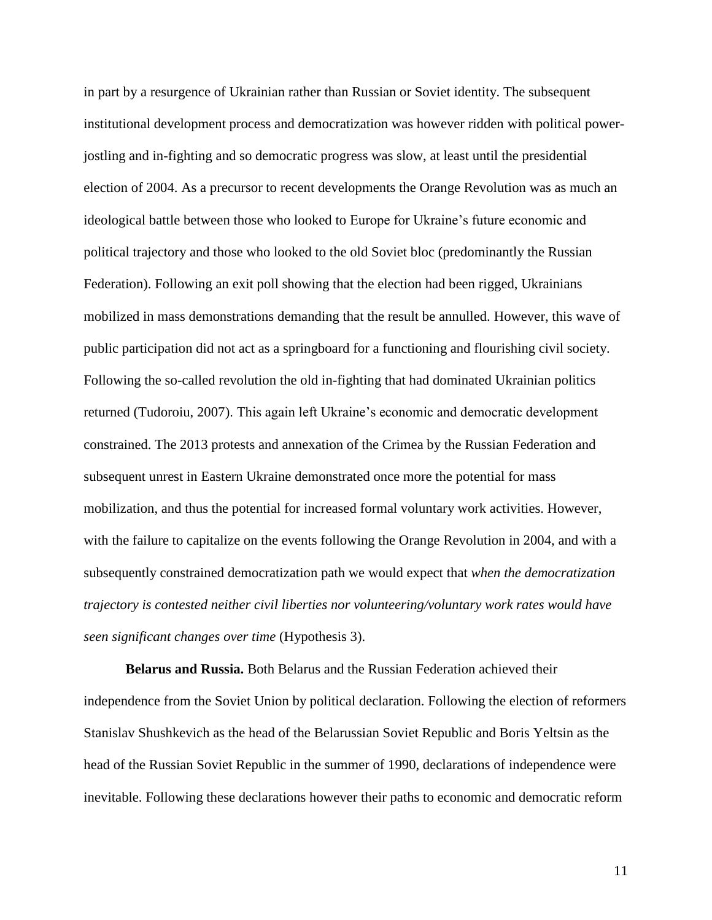in part by a resurgence of Ukrainian rather than Russian or Soviet identity. The subsequent institutional development process and democratization was however ridden with political power-jostling and in-fighting and so democratic progress was slow, at least until the presidential election of 2004. As a precursor to recent developments the Orange Revolution was as much an ideological battle between those who looked to Europe for Ukraine's future economic and political trajectory and those who looked to the old Soviet bloc (predominantly the Russian Federation). Following an exit poll showing that the election had been rigged, Ukrainians mobilized in mass demonstrations demanding that the result be annulled. However, this wave of public participation did not act as a springboard for a functioning and flourishing civil society. Following the so-called revolution the old in-fighting that had dominated Ukrainian politics returned (Tudoroiu, 2007). This again left Ukraine's economic and democratic development constrained. The 2013 protests and annexation of the Crimea by the Russian Federation and subsequent unrest in Eastern Ukraine demonstrated once more the potential for mass mobilization, and thus the potential for increased formal voluntary work activities. However, with the failure to capitalize on the events following the Orange Revolution in 2004, and with a subsequently constrained democratization path we would expect that *when the democratization trajectory is contested neither civil liberties nor volunteering/voluntary work rates would have seen significant changes over time* (Hypothesis 3).

**Belarus and Russia.** Both Belarus and the Russian Federation achieved their independence from the Soviet Union by political declaration. Following the election of reformers Stanislav Shushkevich as the head of the Belarussian Soviet Republic and Boris Yeltsin as the head of the Russian Soviet Republic in the summer of 1990, declarations of independence were inevitable. Following these declarations however their paths to economic and democratic reform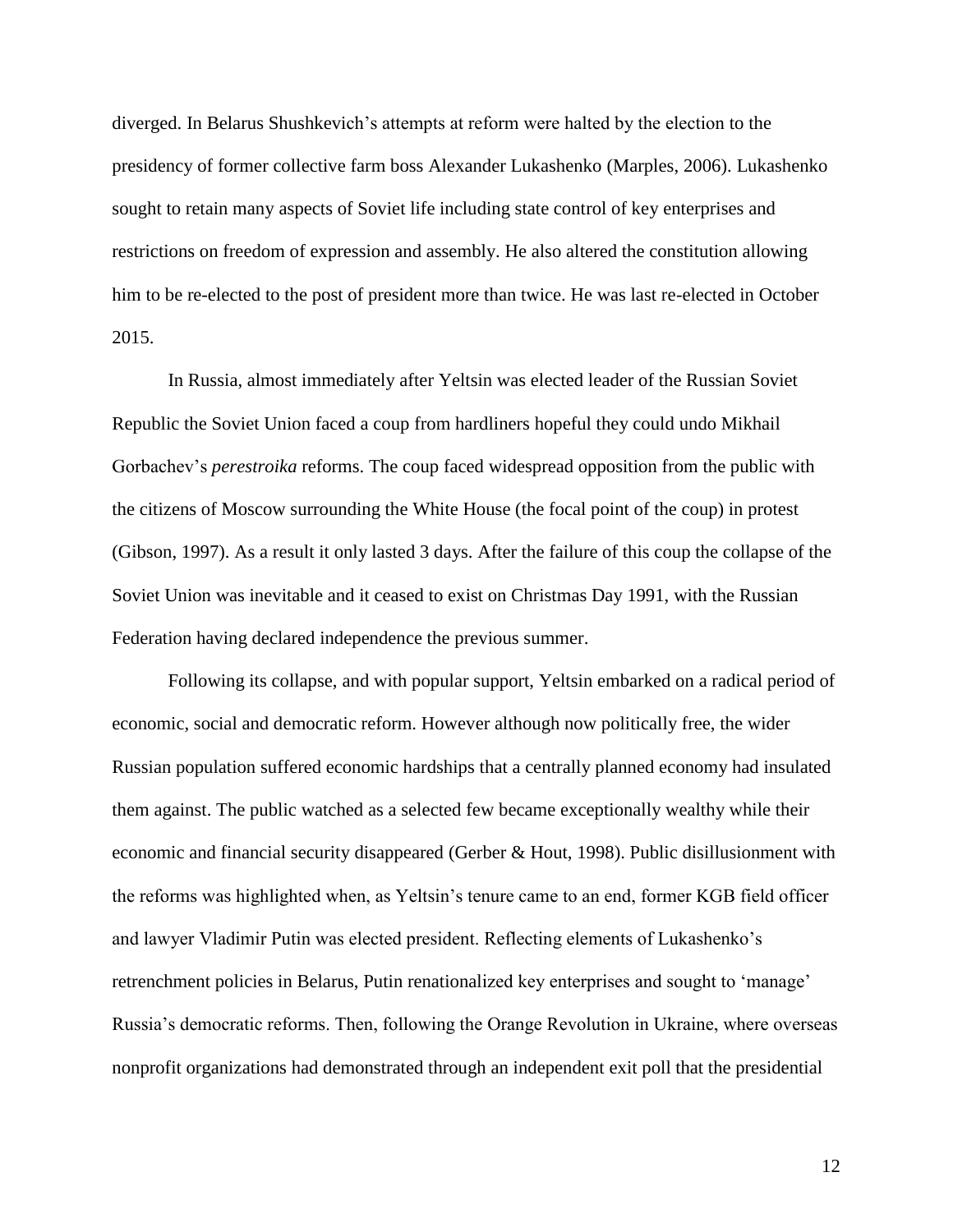diverged. In Belarus Shushkevich's attempts at reform were halted by the election to the presidency of former collective farm boss Alexander Lukashenko (Marples, 2006). Lukashenko sought to retain many aspects of Soviet life including state control of key enterprises and restrictions on freedom of expression and assembly. He also altered the constitution allowing him to be re-elected to the post of president more than twice. He was last re-elected in October 2015.

In Russia, almost immediately after Yeltsin was elected leader of the Russian Soviet Republic the Soviet Union faced a coup from hardliners hopeful they could undo Mikhail Gorbachev's *perestroika* reforms. The coup faced widespread opposition from the public with the citizens of Moscow surrounding the White House (the focal point of the coup) in protest (Gibson, 1997). As a result it only lasted 3 days. After the failure of this coup the collapse of the Soviet Union was inevitable and it ceased to exist on Christmas Day 1991, with the Russian Federation having declared independence the previous summer.

Following its collapse, and with popular support, Yeltsin embarked on a radical period of economic, social and democratic reform. However although now politically free, the wider Russian population suffered economic hardships that a centrally planned economy had insulated them against. The public watched as a selected few became exceptionally wealthy while their economic and financial security disappeared (Gerber & Hout, 1998). Public disillusionment with the reforms was highlighted when, as Yeltsin's tenure came to an end, former KGB field officer and lawyer Vladimir Putin was elected president. Reflecting elements of Lukashenko's retrenchment policies in Belarus, Putin renationalized key enterprises and sought to 'manage' Russia's democratic reforms. Then, following the Orange Revolution in Ukraine, where overseas nonprofit organizations had demonstrated through an independent exit poll that the presidential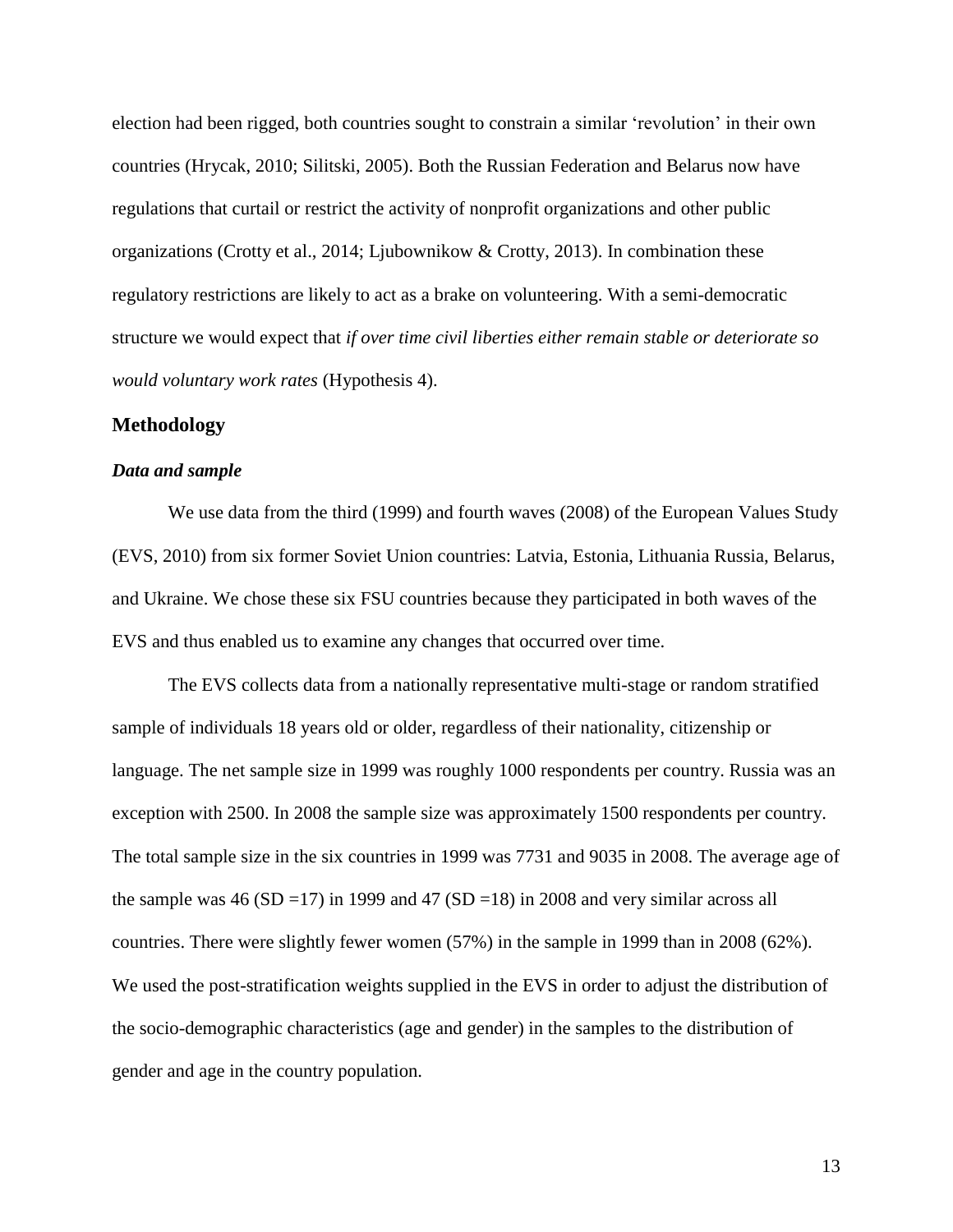election had been rigged, both countries sought to constrain a similar 'revolution' in their own countries (Hrycak, 2010; Silitski, 2005). Both the Russian Federation and Belarus now have regulations that curtail or restrict the activity of nonprofit organizations and other public organizations (Crotty et al., 2014; Ljubownikow & Crotty, 2013). In combination these regulatory restrictions are likely to act as a brake on volunteering. With a semi-democratic structure we would expect that *if over time civil liberties either remain stable or deteriorate so would voluntary work rates* (Hypothesis 4).

## Methodology

### *Data and sample*

We use data from the third (1999) and fourth waves (2008) of the European Values Study (EVS, 2010) from six former Soviet Union countries: Latvia, Estonia, Lithuania Russia, Belarus, and Ukraine. We chose these six FSU countries because they participated in both waves of the EVS and thus enabled us to examine any changes that occurred over time.

The EVS collects data from a nationally representative multi-stage or random stratified sample of individuals 18 years old or older, regardless of their nationality, citizenship or language. The net sample size in 1999 was roughly 1000 respondents per country. Russia was an exception with 2500. In 2008 the sample size was approximately 1500 respondents per country. The total sample size in the six countries in 1999 was 7731 and 9035 in 2008. The average age of the sample was 46 (SD =17) in 1999 and 47 (SD =18) in 2008 and very similar across all countries. There were slightly fewer women (57%) in the sample in 1999 than in 2008 (62%). We used the post-stratification weights supplied in the EVS in order to adjust the distribution of the socio-demographic characteristics (age and gender) in the samples to the distribution of gender and age in the country population.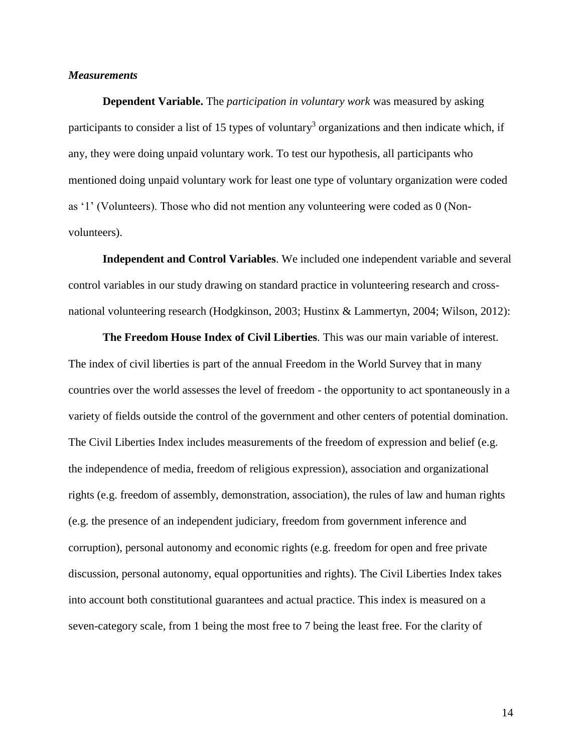### *Measurements*

**Dependent Variable.** The *participation in voluntary work* was measured by asking participants to consider a list of 15 types of voluntary[3] organizations and then indicate which, if any, they were doing unpaid voluntary work. To test our hypothesis, all participants who mentioned doing unpaid voluntary work for least one type of voluntary organization were coded as '1' (Volunteers). Those who did not mention any volunteering were coded as 0 (Non-volunteers).

**Independent and Control Variables**. We included one independent variable and several control variables in our study drawing on standard practice in volunteering research and cross-national volunteering research (Hodgkinson, 2003; Hustinx & Lammertyn, 2004; Wilson, 2012):

**The Freedom House Index of Civil Liberties**. This was our main variable of interest. The index of civil liberties is part of the annual Freedom in the World Survey that in many countries over the world assesses the level of freedom - the opportunity to act spontaneously in a variety of fields outside the control of the government and other centers of potential domination. The Civil Liberties Index includes measurements of the freedom of expression and belief (e.g. the independence of media, freedom of religious expression), association and organizational rights (e.g. freedom of assembly, demonstration, association), the rules of law and human rights (e.g. the presence of an independent judiciary, freedom from government inference and corruption), personal autonomy and economic rights (e.g. freedom for open and free private discussion, personal autonomy, equal opportunities and rights). The Civil Liberties Index takes into account both constitutional guarantees and actual practice. This index is measured on a seven-category scale, from 1 being the most free to 7 being the least free. For the clarity of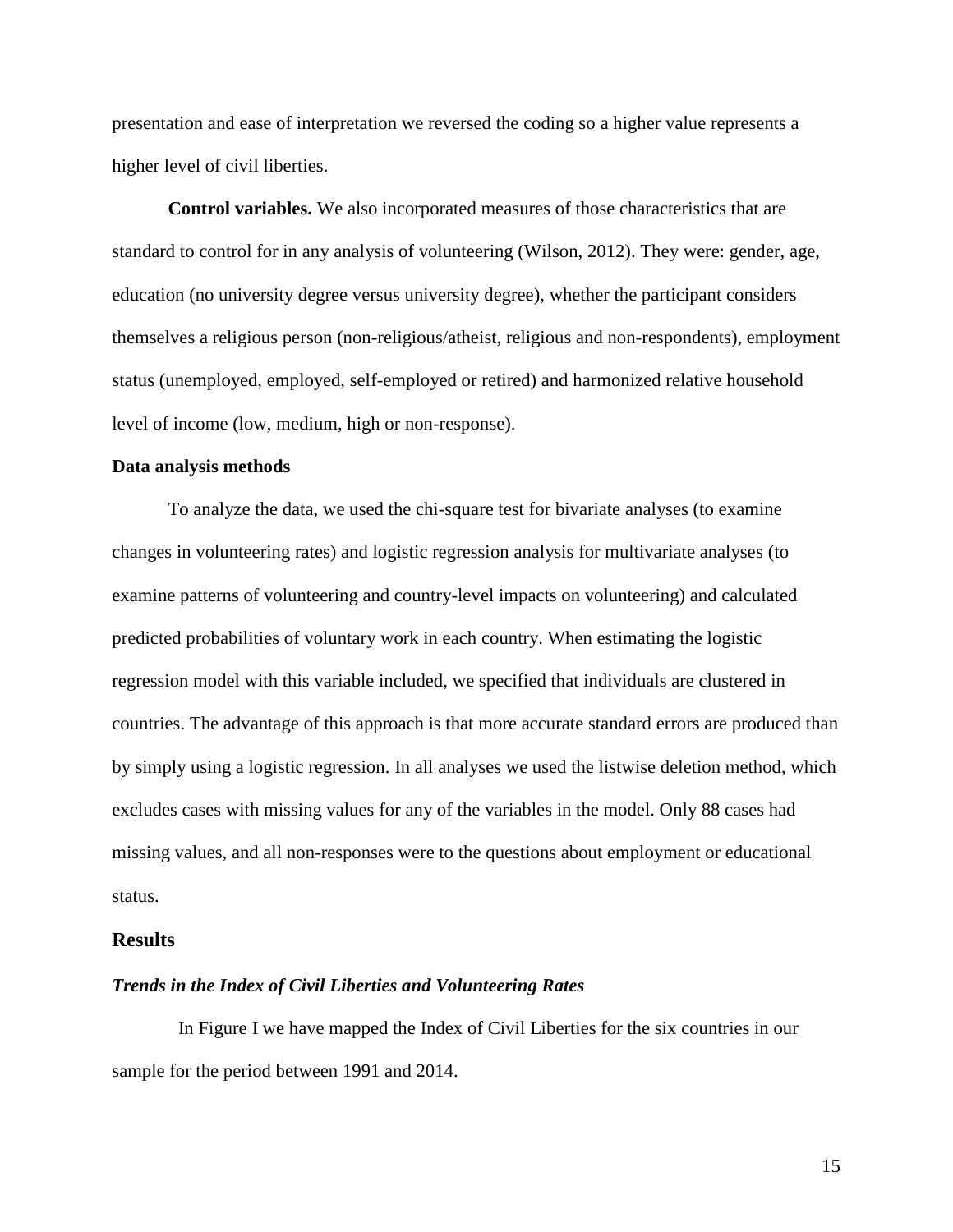presentation and ease of interpretation we reversed the coding so a higher value represents a higher level of civil liberties.

**Control variables.** We also incorporated measures of those characteristics that are standard to control for in any analysis of volunteering (Wilson, 2012). They were: gender, age, education (no university degree versus university degree), whether the participant considers themselves a religious person (non-religious/atheist, religious and non-respondents), employment status (unemployed, employed, self-employed or retired) and harmonized relative household level of income (low, medium, high or non-response).

### Data analysis methods

To analyze the data, we used the chi-square test for bivariate analyses (to examine changes in volunteering rates) and logistic regression analysis for multivariate analyses (to examine patterns of volunteering and country-level impacts on volunteering) and calculated predicted probabilities of voluntary work in each country. When estimating the logistic regression model with this variable included, we specified that individuals are clustered in countries. The advantage of this approach is that more accurate standard errors are produced than by simply using a logistic regression. In all analyses we used the listwise deletion method, which excludes cases with missing values for any of the variables in the model. Only 88 cases had missing values, and all non-responses were to the questions about employment or educational status.

## Results

### *Trends in the Index of Civil Liberties and Volunteering Rates*

In Figure I we have mapped the Index of Civil Liberties for the six countries in our sample for the period between 1991 and 2014.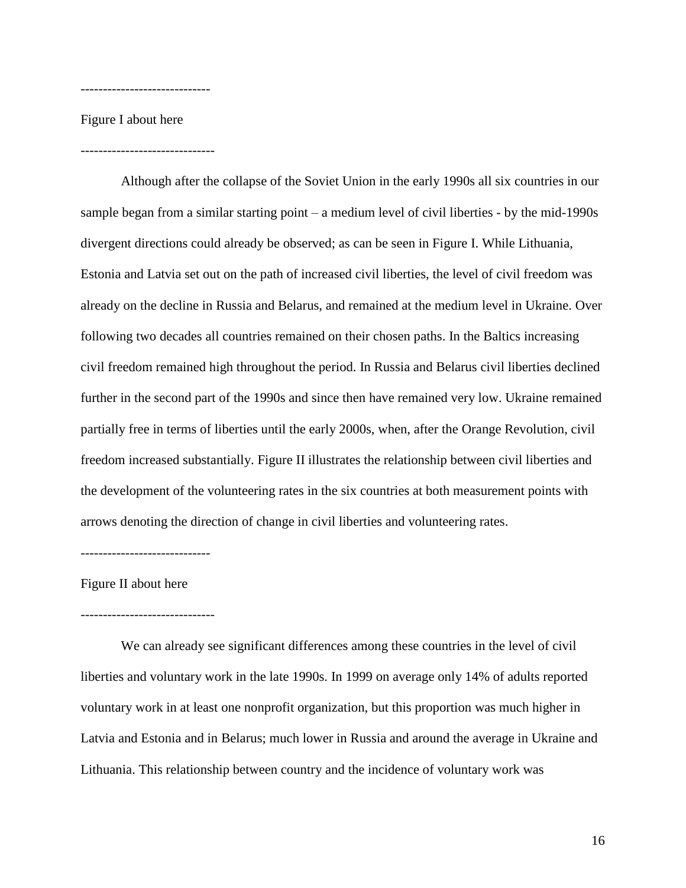-----------------------------

Figure I about here

------------------------------

Although after the collapse of the Soviet Union in the early 1990s all six countries in our sample began from a similar starting point – a medium level of civil liberties - by the mid-1990s divergent directions could already be observed; as can be seen in Figure I. While Lithuania, Estonia and Latvia set out on the path of increased civil liberties, the level of civil freedom was already on the decline in Russia and Belarus, and remained at the medium level in Ukraine. Over following two decades all countries remained on their chosen paths. In the Baltics increasing civil freedom remained high throughout the period. In Russia and Belarus civil liberties declined further in the second part of the 1990s and since then have remained very low. Ukraine remained partially free in terms of liberties until the early 2000s, when, after the Orange Revolution, civil freedom increased substantially. Figure II illustrates the relationship between civil liberties and the development of the volunteering rates in the six countries at both measurement points with arrows denoting the direction of change in civil liberties and volunteering rates.

-----------------------------

Figure II about here

------------------------------

We can already see significant differences among these countries in the level of civil liberties and voluntary work in the late 1990s. In 1999 on average only 14% of adults reported voluntary work in at least one nonprofit organization, but this proportion was much higher in Latvia and Estonia and in Belarus; much lower in Russia and around the average in Ukraine and Lithuania. This relationship between country and the incidence of voluntary work was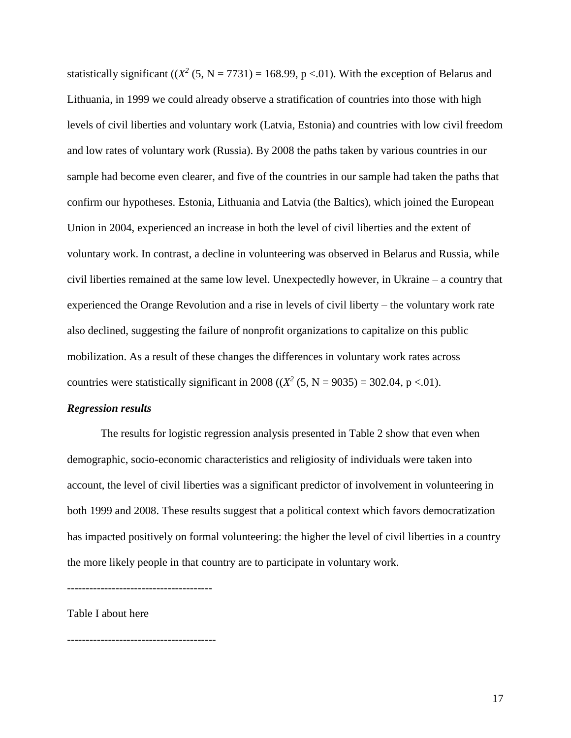statistically significant (($X^2$ (5, N = 7731) = 168.99, p <.01). With the exception of Belarus and Lithuania, in 1999 we could already observe a stratification of countries into those with high levels of civil liberties and voluntary work (Latvia, Estonia) and countries with low civil freedom and low rates of voluntary work (Russia). By 2008 the paths taken by various countries in our sample had become even clearer, and five of the countries in our sample had taken the paths that confirm our hypotheses. Estonia, Lithuania and Latvia (the Baltics), which joined the European Union in 2004, experienced an increase in both the level of civil liberties and the extent of voluntary work. In contrast, a decline in volunteering was observed in Belarus and Russia, while civil liberties remained at the same low level. Unexpectedly however, in Ukraine – a country that experienced the Orange Revolution and a rise in levels of civil liberty – the voluntary work rate also declined, suggesting the failure of nonprofit organizations to capitalize on this public mobilization. As a result of these changes the differences in voluntary work rates across countries were statistically significant in 2008 (($X^2$ (5, N = 9035) = 302.04, p <.01).

***Regression results***

The results for logistic regression analysis presented in Table 2 show that even when demographic, socio-economic characteristics and religiosity of individuals were taken into account, the level of civil liberties was a significant predictor of involvement in volunteering in both 1999 and 2008. These results suggest that a political context which favors democratization has impacted positively on formal volunteering: the higher the level of civil liberties in a country the more likely people in that country are to participate in voluntary work.

---------------------------------------

Table I about here

----------------------------------------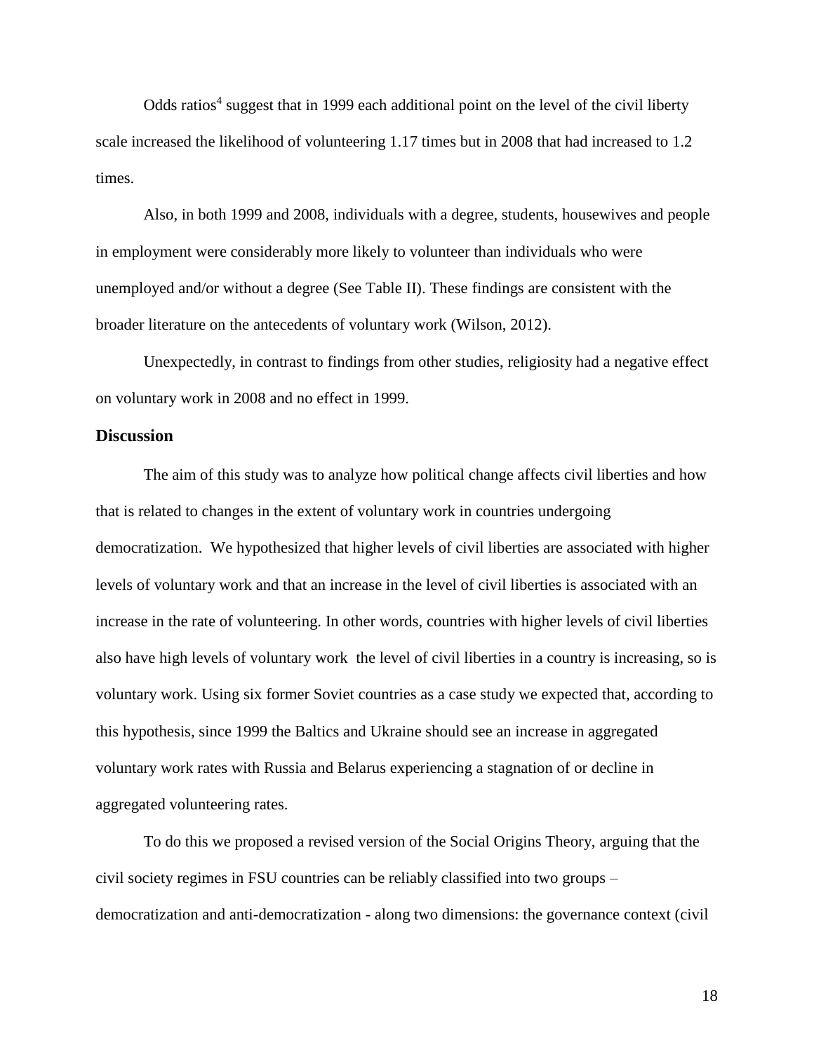Odds ratios[4] suggest that in 1999 each additional point on the level of the civil liberty scale increased the likelihood of volunteering 1.17 times but in 2008 that had increased to 1.2 times.

Also, in both 1999 and 2008, individuals with a degree, students, housewives and people in employment were considerably more likely to volunteer than individuals who were unemployed and/or without a degree (See Table II). These findings are consistent with the broader literature on the antecedents of voluntary work (Wilson, 2012).

Unexpectedly, in contrast to findings from other studies, religiosity had a negative effect on voluntary work in 2008 and no effect in 1999.

## Discussion

The aim of this study was to analyze how political change affects civil liberties and how that is related to changes in the extent of voluntary work in countries undergoing democratization. We hypothesized that higher levels of civil liberties are associated with higher levels of voluntary work and that an increase in the level of civil liberties is associated with an increase in the rate of volunteering. In other words, countries with higher levels of civil liberties also have high levels of voluntary work the level of civil liberties in a country is increasing, so is voluntary work. Using six former Soviet countries as a case study we expected that, according to this hypothesis, since 1999 the Baltics and Ukraine should see an increase in aggregated voluntary work rates with Russia and Belarus experiencing a stagnation of or decline in aggregated volunteering rates.

To do this we proposed a revised version of the Social Origins Theory, arguing that the civil society regimes in FSU countries can be reliably classified into two groups – democratization and anti-democratization - along two dimensions: the governance context (civil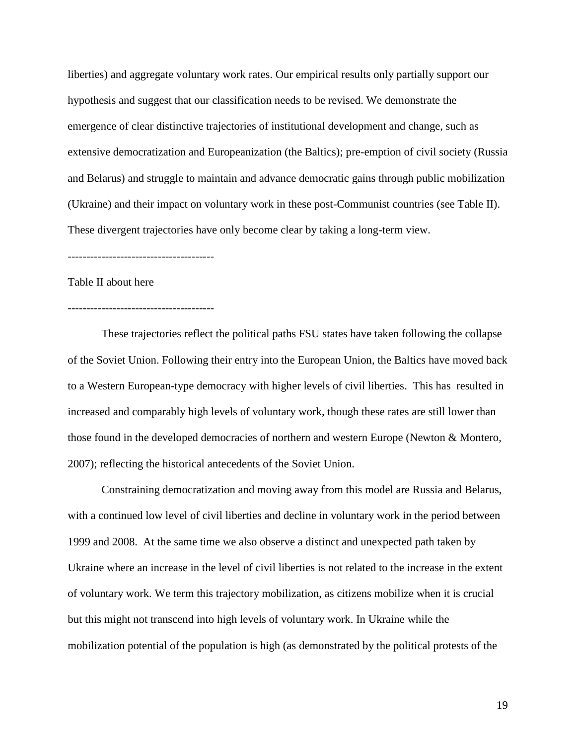liberties) and aggregate voluntary work rates. Our empirical results only partially support our hypothesis and suggest that our classification needs to be revised. We demonstrate the emergence of clear distinctive trajectories of institutional development and change, such as extensive democratization and Europeanization (the Baltics); pre-emption of civil society (Russia and Belarus) and struggle to maintain and advance democratic gains through public mobilization (Ukraine) and their impact on voluntary work in these post-Communist countries (see Table II). These divergent trajectories have only become clear by taking a long-term view.

---------------------------------------

Table II about here

---------------------------------------

These trajectories reflect the political paths FSU states have taken following the collapse of the Soviet Union. Following their entry into the European Union, the Baltics have moved back to a Western European-type democracy with higher levels of civil liberties. This has resulted in increased and comparably high levels of voluntary work, though these rates are still lower than those found in the developed democracies of northern and western Europe (Newton & Montero, 2007); reflecting the historical antecedents of the Soviet Union.

Constraining democratization and moving away from this model are Russia and Belarus, with a continued low level of civil liberties and decline in voluntary work in the period between 1999 and 2008. At the same time we also observe a distinct and unexpected path taken by Ukraine where an increase in the level of civil liberties is not related to the increase in the extent of voluntary work. We term this trajectory mobilization, as citizens mobilize when it is crucial but this might not transcend into high levels of voluntary work. In Ukraine while the mobilization potential of the population is high (as demonstrated by the political protests of the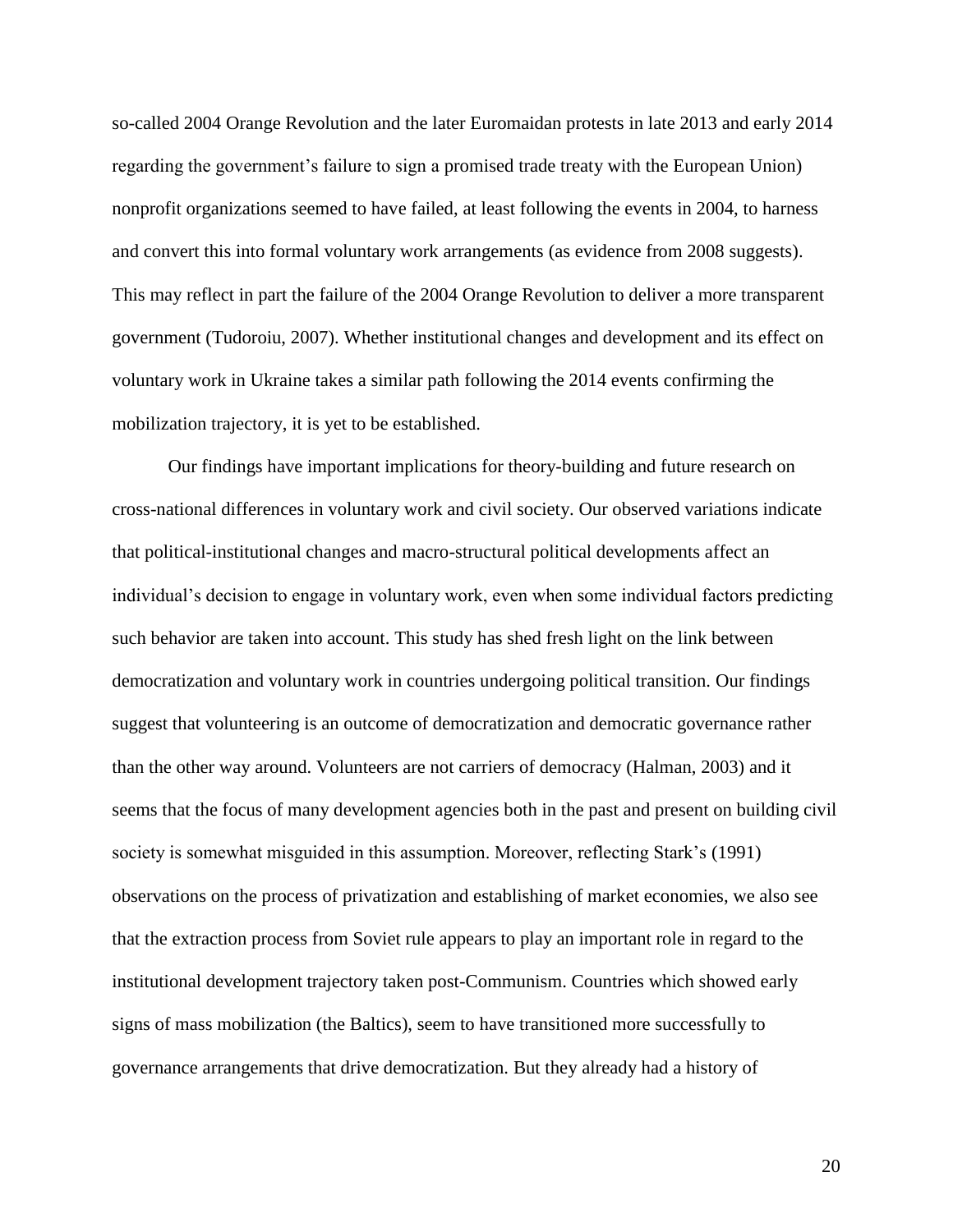so-called 2004 Orange Revolution and the later Euromaidan protests in late 2013 and early 2014 regarding the government's failure to sign a promised trade treaty with the European Union) nonprofit organizations seemed to have failed, at least following the events in 2004, to harness and convert this into formal voluntary work arrangements (as evidence from 2008 suggests). This may reflect in part the failure of the 2004 Orange Revolution to deliver a more transparent government (Tudoroiu, 2007). Whether institutional changes and development and its effect on voluntary work in Ukraine takes a similar path following the 2014 events confirming the mobilization trajectory, it is yet to be established.

Our findings have important implications for theory-building and future research on cross-national differences in voluntary work and civil society. Our observed variations indicate that political-institutional changes and macro-structural political developments affect an individual's decision to engage in voluntary work, even when some individual factors predicting such behavior are taken into account. This study has shed fresh light on the link between democratization and voluntary work in countries undergoing political transition. Our findings suggest that volunteering is an outcome of democratization and democratic governance rather than the other way around. Volunteers are not carriers of democracy (Halman, 2003) and it seems that the focus of many development agencies both in the past and present on building civil society is somewhat misguided in this assumption. Moreover, reflecting Stark's (1991) observations on the process of privatization and establishing of market economies, we also see that the extraction process from Soviet rule appears to play an important role in regard to the institutional development trajectory taken post-Communism. Countries which showed early signs of mass mobilization (the Baltics), seem to have transitioned more successfully to governance arrangements that drive democratization. But they already had a history of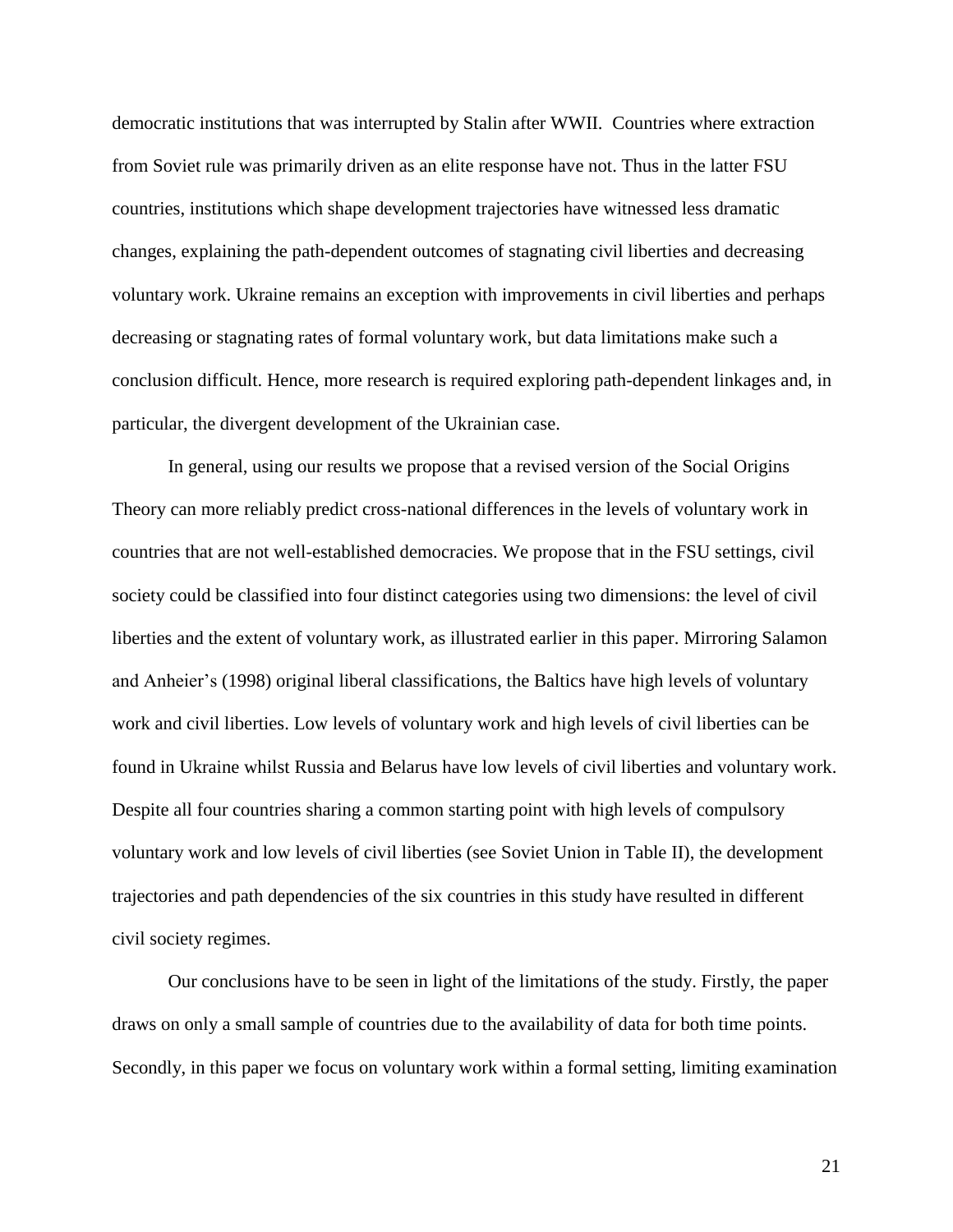democratic institutions that was interrupted by Stalin after WWII. Countries where extraction from Soviet rule was primarily driven as an elite response have not. Thus in the latter FSU countries, institutions which shape development trajectories have witnessed less dramatic changes, explaining the path-dependent outcomes of stagnating civil liberties and decreasing voluntary work. Ukraine remains an exception with improvements in civil liberties and perhaps decreasing or stagnating rates of formal voluntary work, but data limitations make such a conclusion difficult. Hence, more research is required exploring path-dependent linkages and, in particular, the divergent development of the Ukrainian case.

In general, using our results we propose that a revised version of the Social Origins Theory can more reliably predict cross-national differences in the levels of voluntary work in countries that are not well-established democracies. We propose that in the FSU settings, civil society could be classified into four distinct categories using two dimensions: the level of civil liberties and the extent of voluntary work, as illustrated earlier in this paper. Mirroring Salamon and Anheier's (1998) original liberal classifications, the Baltics have high levels of voluntary work and civil liberties. Low levels of voluntary work and high levels of civil liberties can be found in Ukraine whilst Russia and Belarus have low levels of civil liberties and voluntary work. Despite all four countries sharing a common starting point with high levels of compulsory voluntary work and low levels of civil liberties (see Soviet Union in Table II), the development trajectories and path dependencies of the six countries in this study have resulted in different civil society regimes.

Our conclusions have to be seen in light of the limitations of the study. Firstly, the paper draws on only a small sample of countries due to the availability of data for both time points. Secondly, in this paper we focus on voluntary work within a formal setting, limiting examination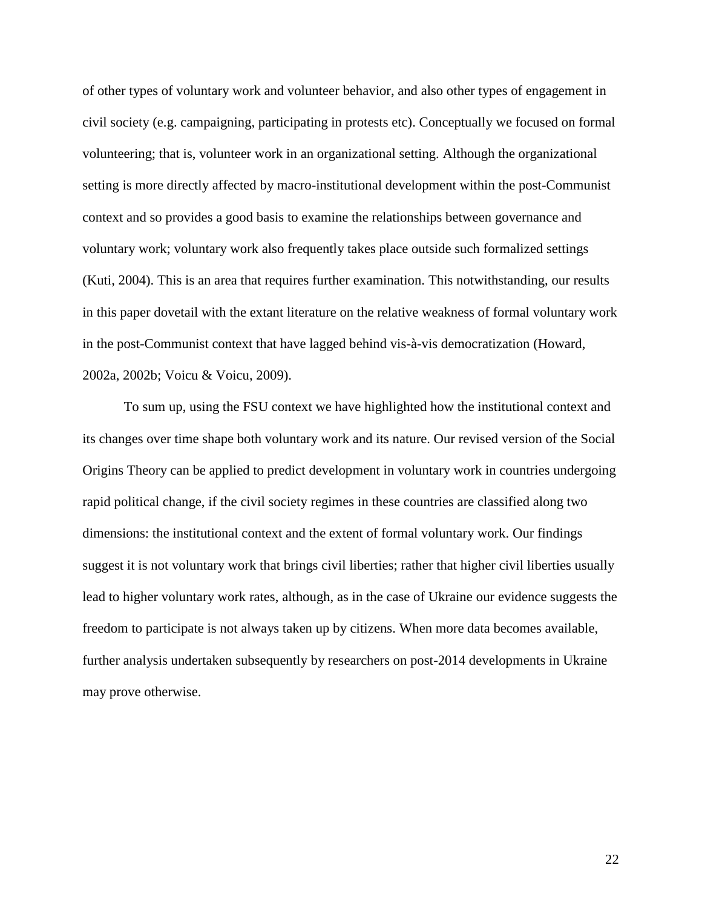of other types of voluntary work and volunteer behavior, and also other types of engagement in civil society (e.g. campaigning, participating in protests etc). Conceptually we focused on formal volunteering; that is, volunteer work in an organizational setting. Although the organizational setting is more directly affected by macro-institutional development within the post-Communist context and so provides a good basis to examine the relationships between governance and voluntary work; voluntary work also frequently takes place outside such formalized settings (Kuti, 2004). This is an area that requires further examination. This notwithstanding, our results in this paper dovetail with the extant literature on the relative weakness of formal voluntary work in the post-Communist context that have lagged behind vis-à-vis democratization (Howard, 2002a, 2002b; Voicu & Voicu, 2009).

To sum up, using the FSU context we have highlighted how the institutional context and its changes over time shape both voluntary work and its nature. Our revised version of the Social Origins Theory can be applied to predict development in voluntary work in countries undergoing rapid political change, if the civil society regimes in these countries are classified along two dimensions: the institutional context and the extent of formal voluntary work. Our findings suggest it is not voluntary work that brings civil liberties; rather that higher civil liberties usually lead to higher voluntary work rates, although, as in the case of Ukraine our evidence suggests the freedom to participate is not always taken up by citizens. When more data becomes available, further analysis undertaken subsequently by researchers on post-2014 developments in Ukraine may prove otherwise.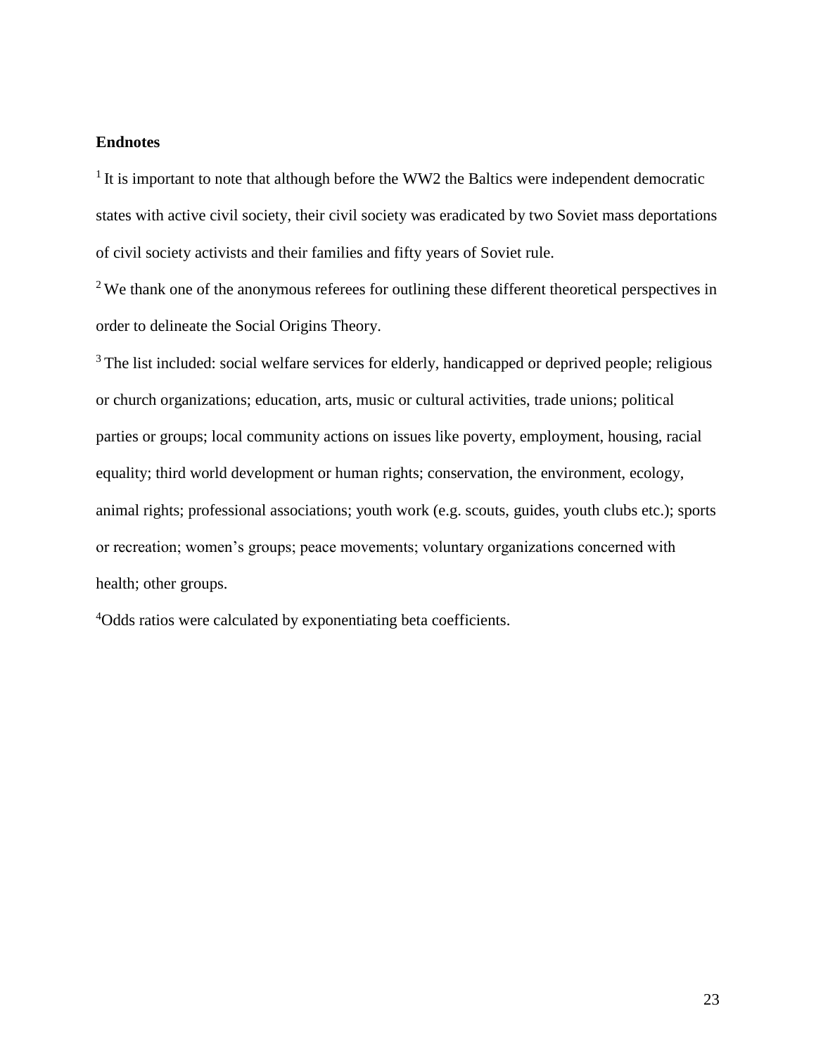**Endnotes**

[1] It is important to note that although before the WW2 the Baltics were independent democratic states with active civil society, their civil society was eradicated by two Soviet mass deportations of civil society activists and their families and fifty years of Soviet rule.

[2] We thank one of the anonymous referees for outlining these different theoretical perspectives in order to delineate the Social Origins Theory.

[3] The list included: social welfare services for elderly, handicapped or deprived people; religious or church organizations; education, arts, music or cultural activities, trade unions; political parties or groups; local community actions on issues like poverty, employment, housing, racial equality; third world development or human rights; conservation, the environment, ecology, animal rights; professional associations; youth work (e.g. scouts, guides, youth clubs etc.); sports or recreation; women's groups; peace movements; voluntary organizations concerned with health; other groups.

[4]Odds ratios were calculated by exponentiating beta coefficients.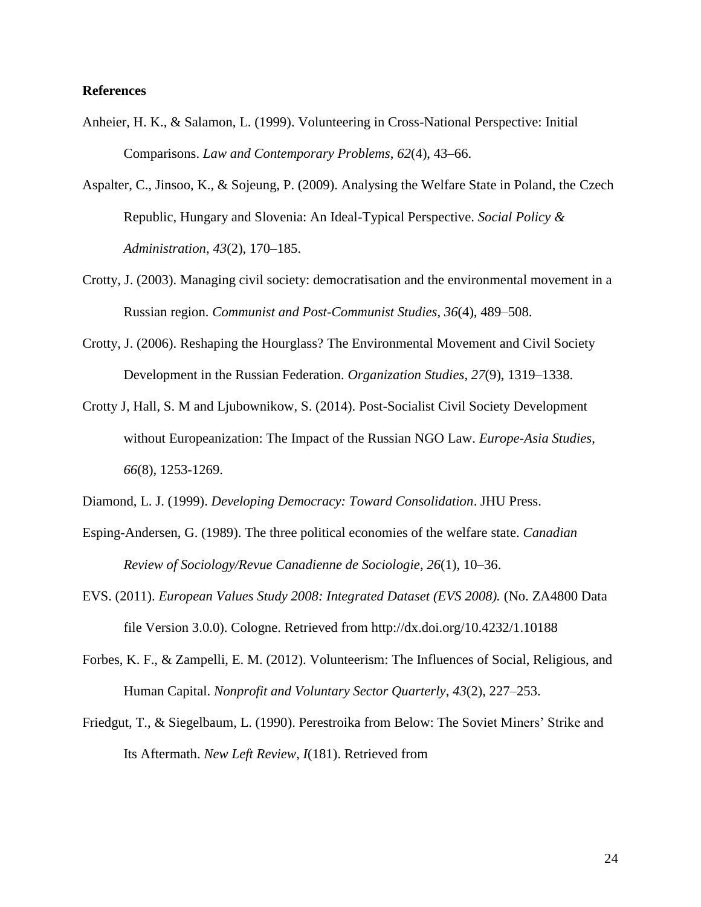**References**

Anheier, H. K., & Salamon, L. (1999). Volunteering in Cross-National Perspective: Initial Comparisons. *Law and Contemporary Problems*, *62*(4), 43–66.

Aspalter, C., Jinsoo, K., & Sojeung, P. (2009). Analysing the Welfare State in Poland, the Czech Republic, Hungary and Slovenia: An Ideal-Typical Perspective. *Social Policy & Administration*, *43*(2), 170–185.

Crotty, J. (2003). Managing civil society: democratisation and the environmental movement in a Russian region. *Communist and Post-Communist Studies*, *36*(4), 489–508.

Crotty, J. (2006). Reshaping the Hourglass? The Environmental Movement and Civil Society Development in the Russian Federation. *Organization Studies*, *27*(9), 1319–1338.

Crotty J, Hall, S. M and Ljubownikow, S. (2014). Post-Socialist Civil Society Development without Europeanization: The Impact of the Russian NGO Law. *Europe-Asia Studies*, *66*(8), 1253-1269.

Diamond, L. J. (1999). *Developing Democracy: Toward Consolidation*. JHU Press.

Esping-Andersen, G. (1989). The three political economies of the welfare state. *Canadian Review of Sociology/Revue Canadienne de Sociologie*, *26*(1), 10–36.

EVS. (2011). *European Values Study 2008: Integrated Dataset (EVS 2008).* (No. ZA4800 Data file Version 3.0.0). Cologne. Retrieved from http://dx.doi.org/10.4232/1.10188

Forbes, K. F., & Zampelli, E. M. (2012). Volunteerism: The Influences of Social, Religious, and Human Capital. *Nonprofit and Voluntary Sector Quarterly*, *43*(2), 227–253.

Friedgut, T., & Siegelbaum, L. (1990). Perestroika from Below: The Soviet Miners' Strike and Its Aftermath. *New Left Review*, *I*(181). Retrieved from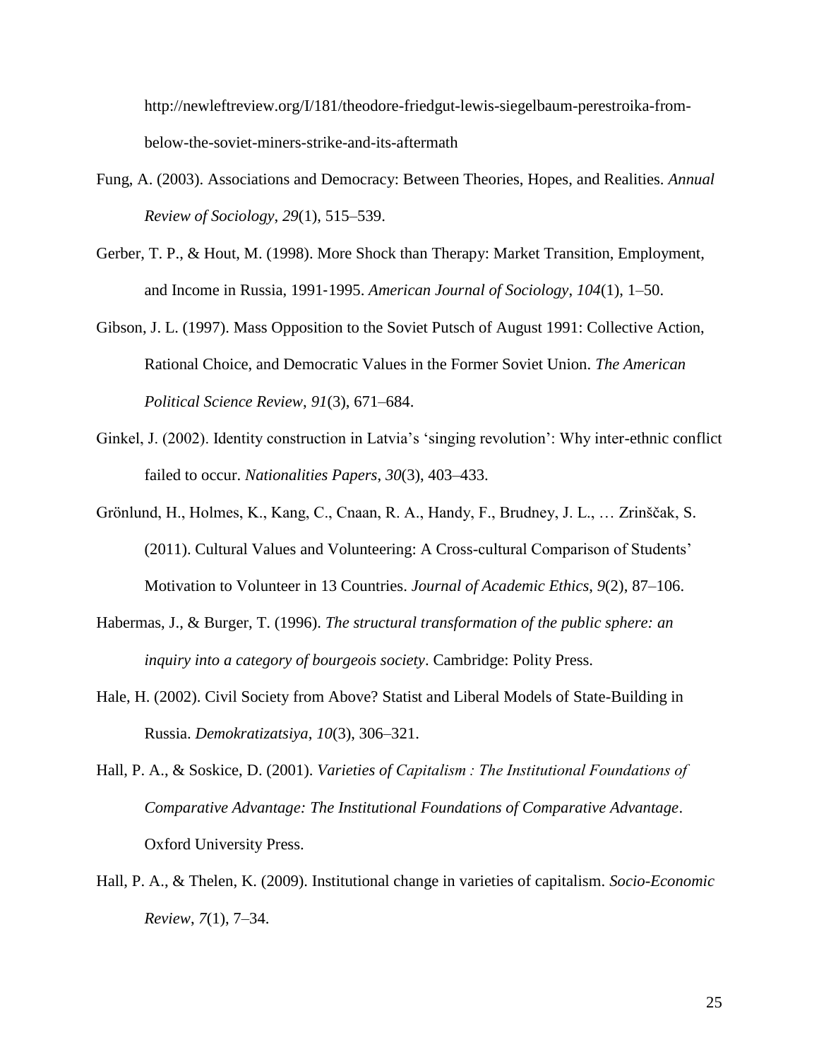http://newleftreview.org/I/181/theodore-friedgut-lewis-siegelbaum-perestroika-from-below-the-soviet-miners-strike-and-its-aftermath

Fung, A. (2003). Associations and Democracy: Between Theories, Hopes, and Realities. *Annual Review of Sociology*, *29*(1), 515–539.

Gerber, T. P., & Hout, M. (1998). More Shock than Therapy: Market Transition, Employment, and Income in Russia, 1991‐1995. *American Journal of Sociology*, *104*(1), 1–50.

Gibson, J. L. (1997). Mass Opposition to the Soviet Putsch of August 1991: Collective Action, Rational Choice, and Democratic Values in the Former Soviet Union. *The American Political Science Review*, *91*(3), 671–684.

Ginkel, J. (2002). Identity construction in Latvia's 'singing revolution': Why inter-ethnic conflict failed to occur. *Nationalities Papers*, *30*(3), 403–433.

Grönlund, H., Holmes, K., Kang, C., Cnaan, R. A., Handy, F., Brudney, J. L., … Zrinščak, S. (2011). Cultural Values and Volunteering: A Cross-cultural Comparison of Students' Motivation to Volunteer in 13 Countries. *Journal of Academic Ethics*, *9*(2), 87–106.

Habermas, J., & Burger, T. (1996). *The structural transformation of the public sphere: an inquiry into a category of bourgeois society*. Cambridge: Polity Press.

Hale, H. (2002). Civil Society from Above? Statist and Liberal Models of State-Building in Russia. *Demokratizatsiya*, *10*(3), 306–321.

Hall, P. A., & Soskice, D. (2001). *Varieties of Capitalism : The Institutional Foundations of Comparative Advantage: The Institutional Foundations of Comparative Advantage*. Oxford University Press.

Hall, P. A., & Thelen, K. (2009). Institutional change in varieties of capitalism. *Socio-Economic Review*, *7*(1), 7–34.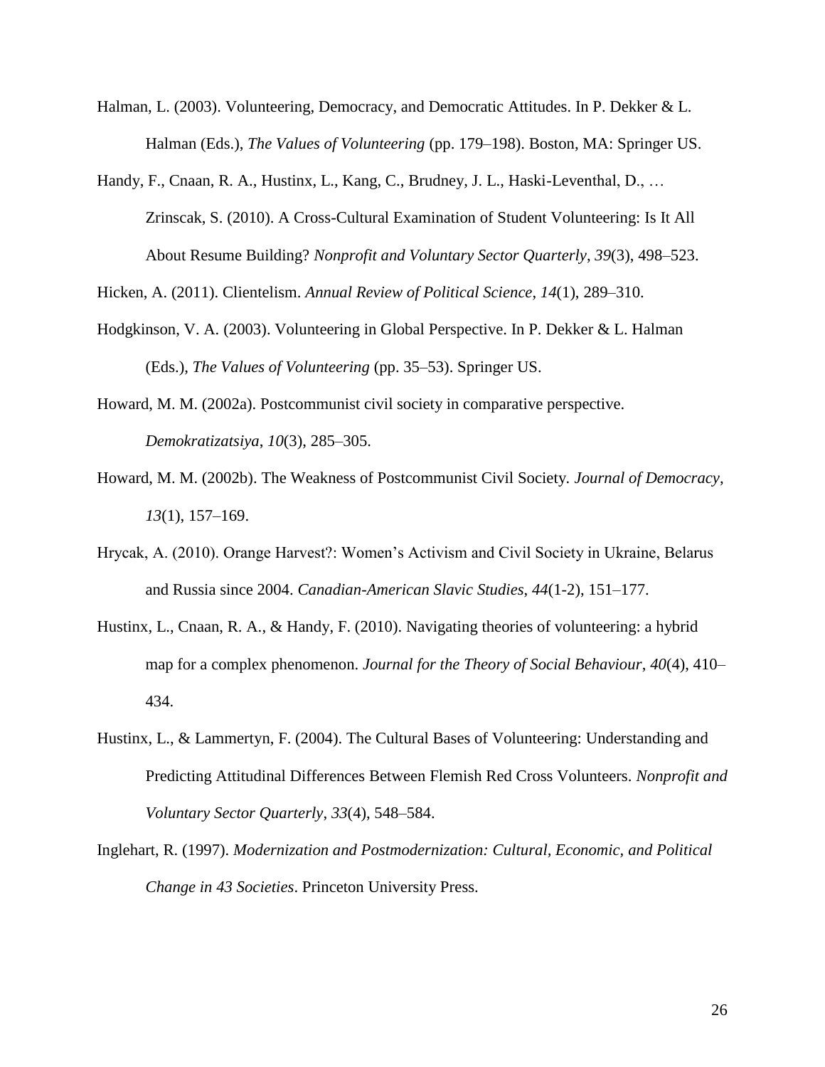Halman, L. (2003). Volunteering, Democracy, and Democratic Attitudes. In P. Dekker & L. Halman (Eds.), *The Values of Volunteering* (pp. 179–198). Boston, MA: Springer US.

Handy, F., Cnaan, R. A., Hustinx, L., Kang, C., Brudney, J. L., Haski-Leventhal, D., … Zrinscak, S. (2010). A Cross-Cultural Examination of Student Volunteering: Is It All About Resume Building? *Nonprofit and Voluntary Sector Quarterly*, *39*(3), 498–523.

Hicken, A. (2011). Clientelism. *Annual Review of Political Science*, *14*(1), 289–310.

Hodgkinson, V. A. (2003). Volunteering in Global Perspective. In P. Dekker & L. Halman (Eds.), *The Values of Volunteering* (pp. 35–53). Springer US.

Howard, M. M. (2002a). Postcommunist civil society in comparative perspective. *Demokratizatsiya*, *10*(3), 285–305.

Howard, M. M. (2002b). The Weakness of Postcommunist Civil Society. *Journal of Democracy*, *13*(1), 157–169.

Hrycak, A. (2010). Orange Harvest?: Women's Activism and Civil Society in Ukraine, Belarus and Russia since 2004. *Canadian-American Slavic Studies*, *44*(1-2), 151–177.

Hustinx, L., Cnaan, R. A., & Handy, F. (2010). Navigating theories of volunteering: a hybrid map for a complex phenomenon. *Journal for the Theory of Social Behaviour*, *40*(4), 410–434.

Hustinx, L., & Lammertyn, F. (2004). The Cultural Bases of Volunteering: Understanding and Predicting Attitudinal Differences Between Flemish Red Cross Volunteers. *Nonprofit and Voluntary Sector Quarterly*, *33*(4), 548–584.

Inglehart, R. (1997). *Modernization and Postmodernization: Cultural, Economic, and Political Change in 43 Societies*. Princeton University Press.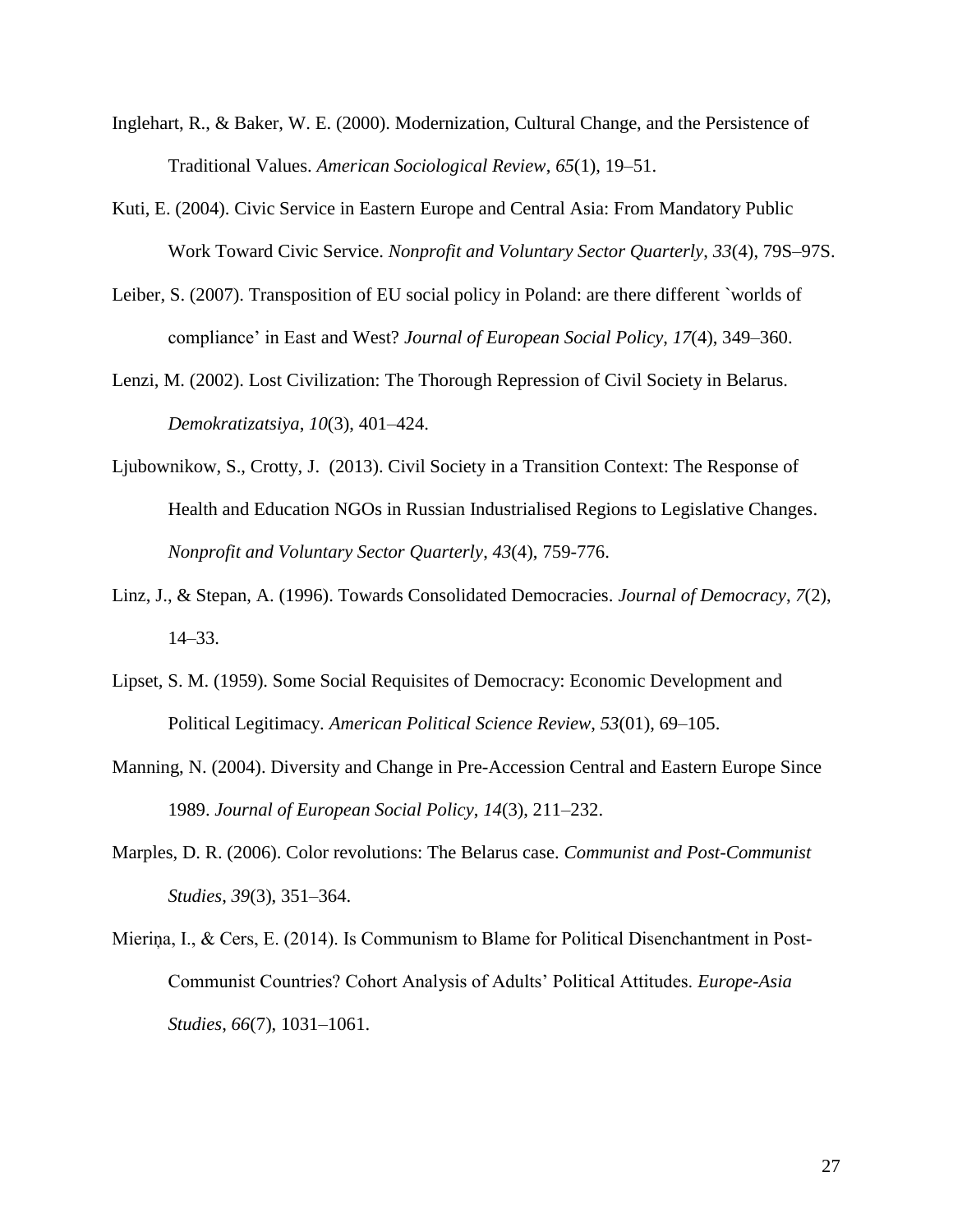Inglehart, R., & Baker, W. E. (2000). Modernization, Cultural Change, and the Persistence of Traditional Values. *American Sociological Review*, *65*(1), 19–51.

Kuti, E. (2004). Civic Service in Eastern Europe and Central Asia: From Mandatory Public Work Toward Civic Service. *Nonprofit and Voluntary Sector Quarterly*, *33*(4), 79S–97S.

Leiber, S. (2007). Transposition of EU social policy in Poland: are there different `worlds of compliance' in East and West? *Journal of European Social Policy*, *17*(4), 349–360.

Lenzi, M. (2002). Lost Civilization: The Thorough Repression of Civil Society in Belarus. *Demokratizatsiya*, *10*(3), 401–424.

Ljubownikow, S., Crotty, J. (2013). Civil Society in a Transition Context: The Response of Health and Education NGOs in Russian Industrialised Regions to Legislative Changes. *Nonprofit and Voluntary Sector Quarterly*, *43*(4), 759-776.

Linz, J., & Stepan, A. (1996). Towards Consolidated Democracies. *Journal of Democracy*, *7*(2), 14–33.

Lipset, S. M. (1959). Some Social Requisites of Democracy: Economic Development and Political Legitimacy. *American Political Science Review*, *53*(01), 69–105.

Manning, N. (2004). Diversity and Change in Pre-Accession Central and Eastern Europe Since 1989. *Journal of European Social Policy*, *14*(3), 211–232.

Marples, D. R. (2006). Color revolutions: The Belarus case. *Communist and Post-Communist Studies*, *39*(3), 351–364.

Mieriņa, I., & Cers, E. (2014). Is Communism to Blame for Political Disenchantment in Post-Communist Countries? Cohort Analysis of Adults' Political Attitudes. *Europe-Asia Studies*, *66*(7), 1031–1061.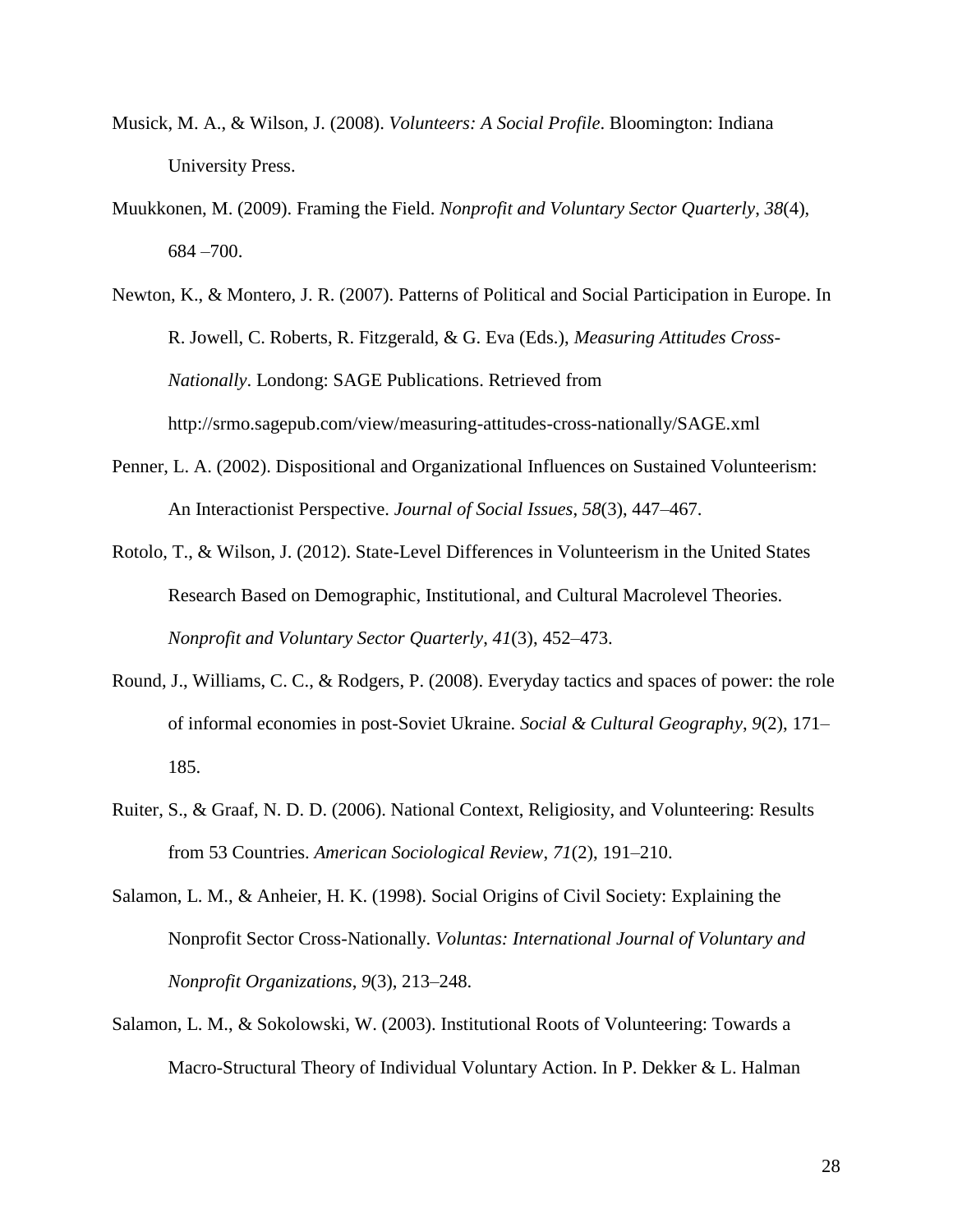Musick, M. A., & Wilson, J. (2008). *Volunteers: A Social Profile*. Bloomington: Indiana University Press.

Muukkonen, M. (2009). Framing the Field. *Nonprofit and Voluntary Sector Quarterly*, *38*(4), 684 –700.

Newton, K., & Montero, J. R. (2007). Patterns of Political and Social Participation in Europe. In R. Jowell, C. Roberts, R. Fitzgerald, & G. Eva (Eds.), *Measuring Attitudes Cross-Nationally*. Londong: SAGE Publications. Retrieved from http://srmo.sagepub.com/view/measuring-attitudes-cross-nationally/SAGE.xml

Penner, L. A. (2002). Dispositional and Organizational Influences on Sustained Volunteerism: An Interactionist Perspective. *Journal of Social Issues*, *58*(3), 447–467.

Rotolo, T., & Wilson, J. (2012). State-Level Differences in Volunteerism in the United States Research Based on Demographic, Institutional, and Cultural Macrolevel Theories. *Nonprofit and Voluntary Sector Quarterly*, *41*(3), 452–473.

Round, J., Williams, C. C., & Rodgers, P. (2008). Everyday tactics and spaces of power: the role of informal economies in post-Soviet Ukraine. *Social & Cultural Geography*, *9*(2), 171–185.

Ruiter, S., & Graaf, N. D. D. (2006). National Context, Religiosity, and Volunteering: Results from 53 Countries. *American Sociological Review*, *71*(2), 191–210.

Salamon, L. M., & Anheier, H. K. (1998). Social Origins of Civil Society: Explaining the Nonprofit Sector Cross-Nationally. *Voluntas: International Journal of Voluntary and Nonprofit Organizations*, *9*(3), 213–248.

Salamon, L. M., & Sokolowski, W. (2003). Institutional Roots of Volunteering: Towards a Macro-Structural Theory of Individual Voluntary Action. In P. Dekker & L. Halman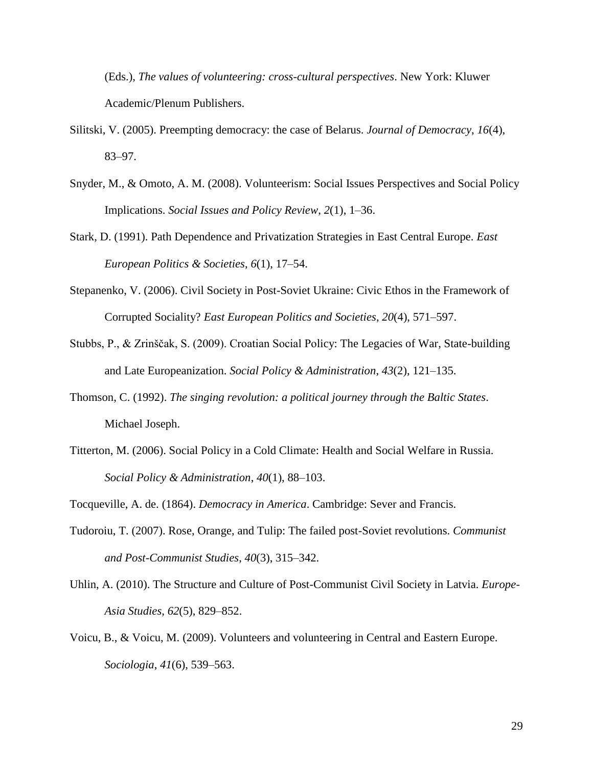(Eds.), *The values of volunteering: cross-cultural perspectives*. New York: Kluwer Academic/Plenum Publishers.

Silitski, V. (2005). Preempting democracy: the case of Belarus. *Journal of Democracy*, *16*(4), 83–97.

Snyder, M., & Omoto, A. M. (2008). Volunteerism: Social Issues Perspectives and Social Policy Implications. *Social Issues and Policy Review*, *2*(1), 1–36.

Stark, D. (1991). Path Dependence and Privatization Strategies in East Central Europe. *East European Politics & Societies*, *6*(1), 17–54.

Stepanenko, V. (2006). Civil Society in Post-Soviet Ukraine: Civic Ethos in the Framework of Corrupted Sociality? *East European Politics and Societies*, *20*(4), 571–597.

Stubbs, P., & Zrinščak, S. (2009). Croatian Social Policy: The Legacies of War, State-building and Late Europeanization. *Social Policy & Administration*, *43*(2), 121–135.

Thomson, C. (1992). *The singing revolution: a political journey through the Baltic States*. Michael Joseph.

Titterton, M. (2006). Social Policy in a Cold Climate: Health and Social Welfare in Russia. *Social Policy & Administration*, *40*(1), 88–103.

Tocqueville, A. de. (1864). *Democracy in America*. Cambridge: Sever and Francis.

Tudoroiu, T. (2007). Rose, Orange, and Tulip: The failed post-Soviet revolutions. *Communist and Post-Communist Studies*, *40*(3), 315–342.

Uhlin, A. (2010). The Structure and Culture of Post-Communist Civil Society in Latvia. *Europe-Asia Studies*, *62*(5), 829–852.

Voicu, B., & Voicu, M. (2009). Volunteers and volunteering in Central and Eastern Europe. *Sociologia*, *41*(6), 539–563.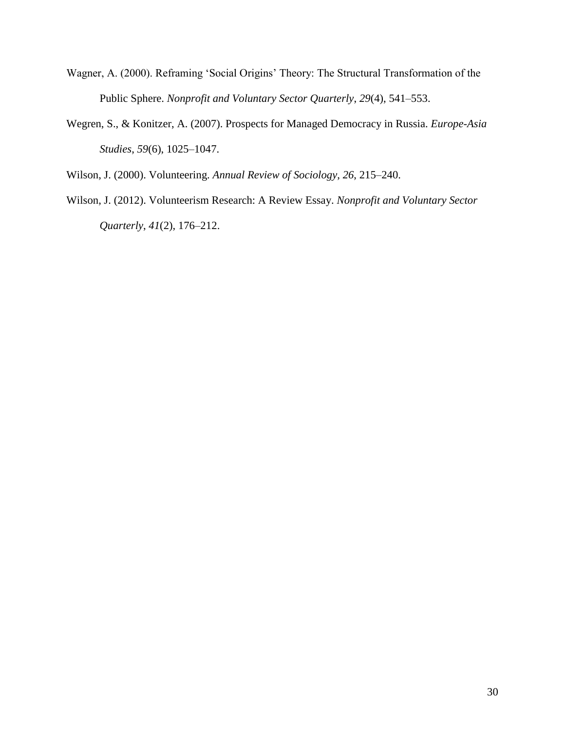Wagner, A. (2000). Reframing ‘Social Origins’ Theory: The Structural Transformation of the Public Sphere. *Nonprofit and Voluntary Sector Quarterly*, *29*(4), 541–553.

Wegren, S., & Konitzer, A. (2007). Prospects for Managed Democracy in Russia. *Europe-Asia Studies*, *59*(6), 1025–1047.

Wilson, J. (2000). Volunteering. *Annual Review of Sociology*, *26*, 215–240.

Wilson, J. (2012). Volunteerism Research: A Review Essay. *Nonprofit and Voluntary Sector Quarterly*, *41*(2), 176–212.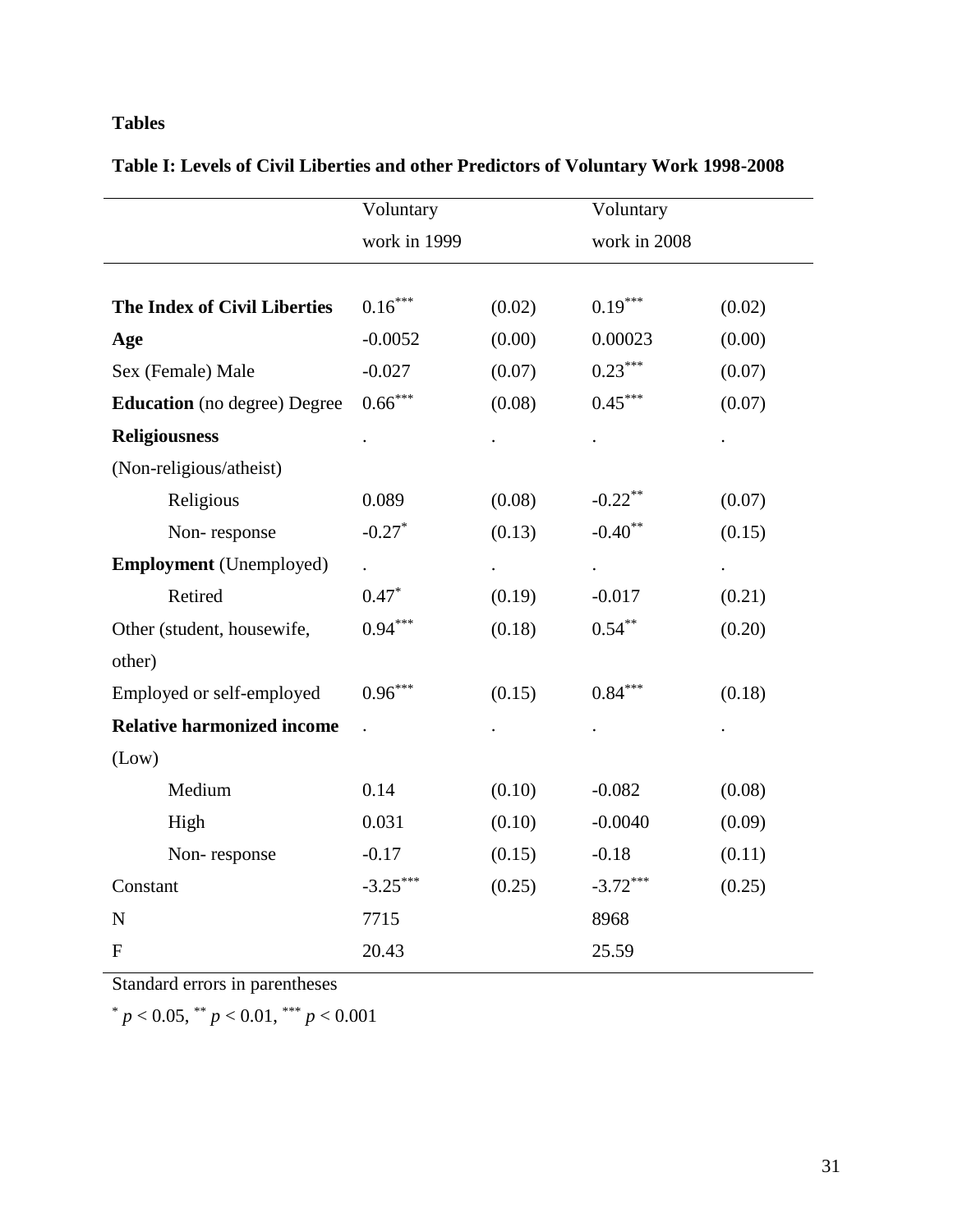**Tables**

**Table I: Levels of Civil Liberties and other Predictors of Voluntary Work 1998-2008**

| | Voluntary work in 1999 | | Voluntary work in 2008 | |
|---|---|---|---|---|
| **The Index of Civil Liberties** | $0.16^{***}$ | (0.02) | $0.19^{***}$ | (0.02) |
| **Age** | -0.0052 | (0.00) | 0.00023 | (0.00) |
| Sex (Female) Male | -0.027 | (0.07) | $0.23^{***}$ | (0.07) |
| **Education** (no degree) Degree | $0.66^{***}$ | (0.08) | $0.45^{***}$ | (0.07) |
| **Religiousness** (Non-religious/atheist) | . | . | . | . |
| Religious | 0.089 | (0.08) | $-0.22^{**}$ | (0.07) |
| Non- response | $-0.27^{*}$ | (0.13) | $-0.40^{**}$ | (0.15) |
| **Employment** (Unemployed) | . | . | . | . |
| Retired | $0.47^{*}$ | (0.19) | -0.017 | (0.21) |
| Other (student, housewife, other) | $0.94^{***}$ | (0.18) | $0.54^{**}$ | (0.20) |
| Employed or self-employed | $0.96^{***}$ | (0.15) | $0.84^{***}$ | (0.18) |
| **Relative harmonized income** (Low) | . | . | . | . |
| Medium | 0.14 | (0.10) | -0.082 | (0.08) |
| High | 0.031 | (0.10) | -0.0040 | (0.09) |
| Non- response | -0.17 | (0.15) | -0.18 | (0.11) |
| Constant | $-3.25^{***}$ | (0.25) | $-3.72^{***}$ | (0.25) |
| N | 7715 | | 8968 | |
| F | 20.43 | | 25.59 | |

Standard errors in parentheses

$^{*}$ $p < 0.05$, $^{**}$ $p < 0.01$, $^{***}$ $p < 0.001$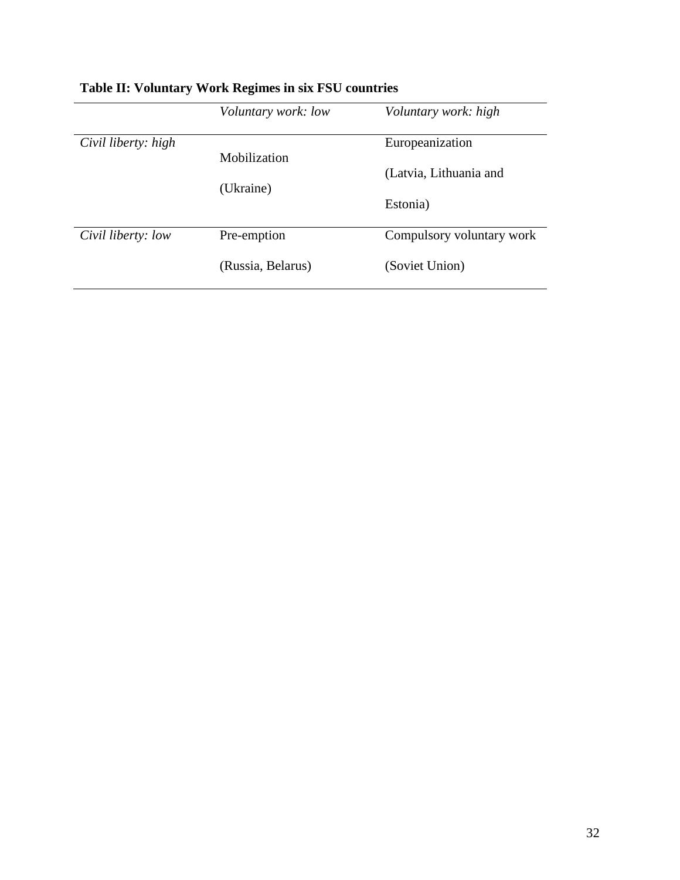**Table II: Voluntary Work Regimes in six FSU countries**

| | *Voluntary work: low* | *Voluntary work: high* |
|---|---|---|
| *Civil liberty: high* | Mobilization (Ukraine) | Europeanization (Latvia, Lithuania and Estonia) |
| *Civil liberty: low* | Pre-emption (Russia, Belarus) | Compulsory voluntary work (Soviet Union) |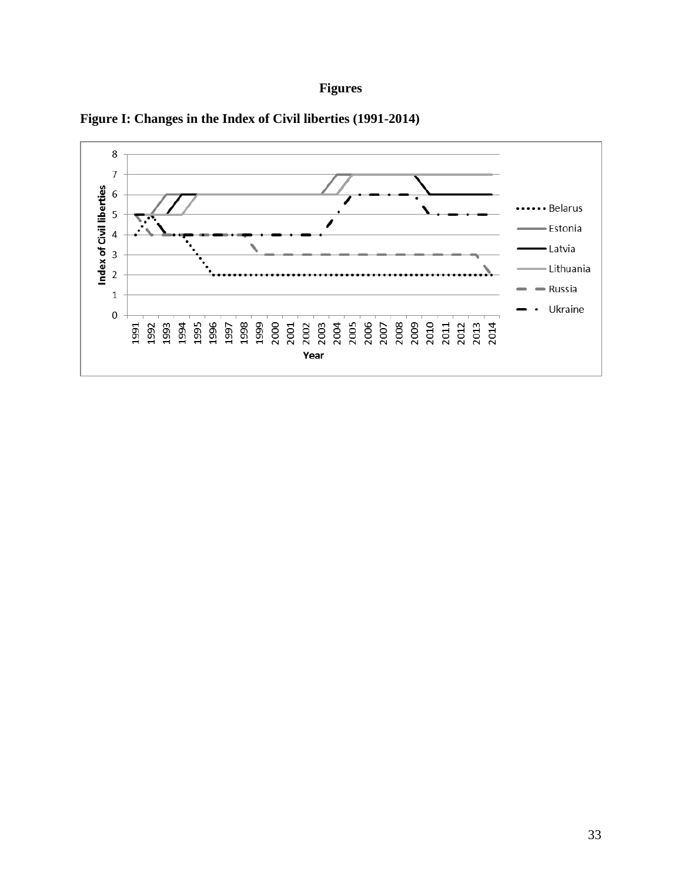# Figures

**Figure I: Changes in the Index of Civil liberties (1991-2014)**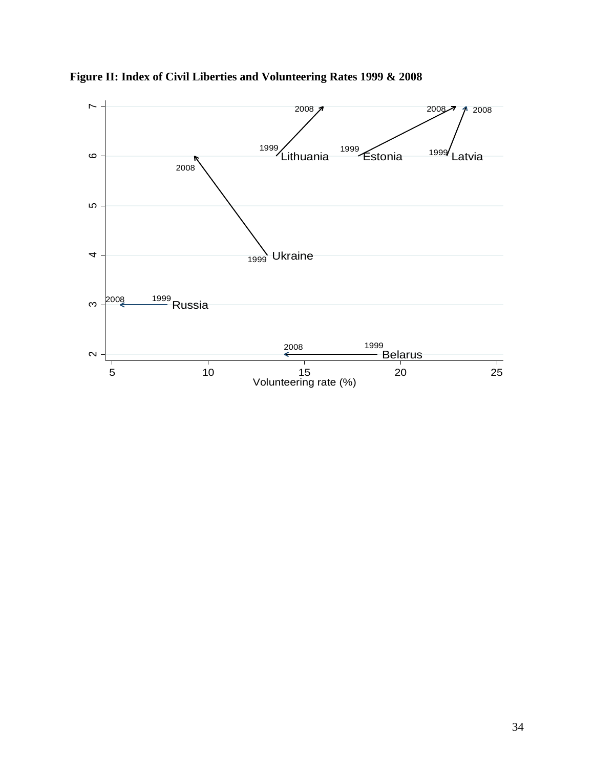**Figure II: Index of Civil Liberties and Volunteering Rates 1999 & 2008**

7
6
5
4
3
2

2008
2008
2008
1999 Lithuania
1999 Estonia
1999 Latvia
2008
1999 Ukraine
2008 1999 Russia
2008 1999 Belarus

5 10 15 20 25

Volunteering rate (%)